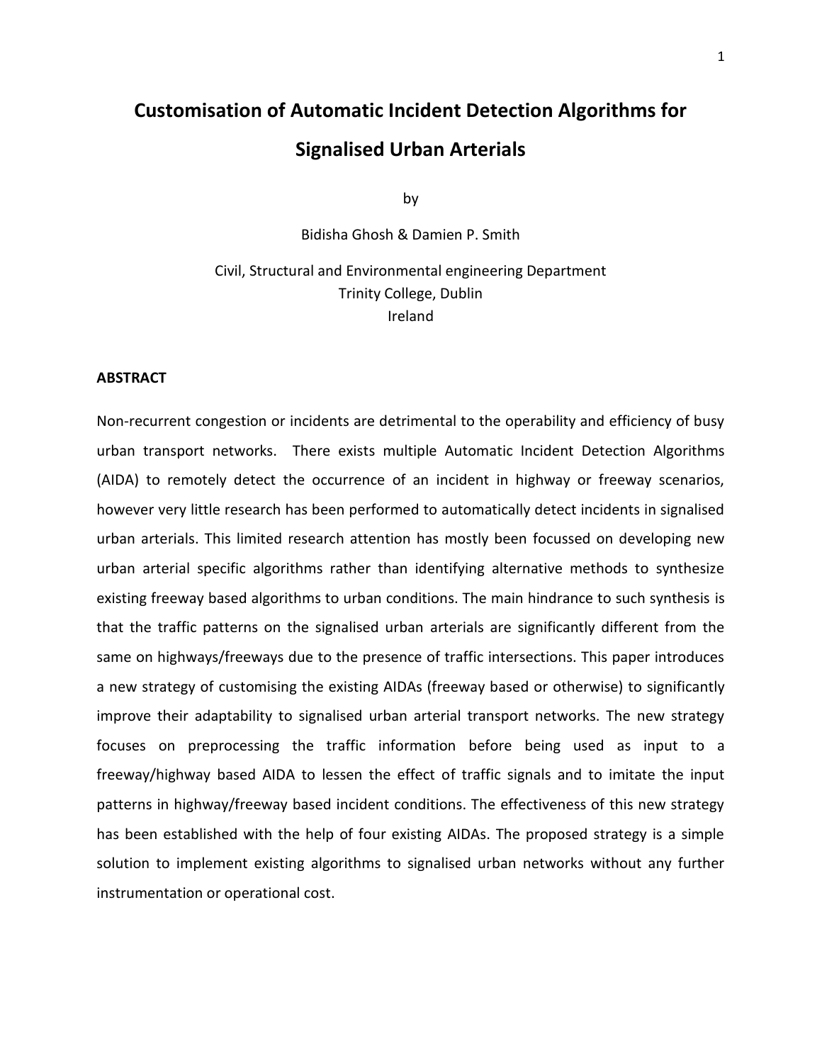# Customisation of Automatic Incident Detection Algorithms for Signalised Urban Arterials

by

Bidisha Ghosh & Damien P. Smith

Civil, Structural and Environmental engineering Department
Trinity College, Dublin
Ireland

## ABSTRACT

Non-recurrent congestion or incidents are detrimental to the operability and efficiency of busy urban transport networks. There exists multiple Automatic Incident Detection Algorithms (AIDA) to remotely detect the occurrence of an incident in highway or freeway scenarios, however very little research has been performed to automatically detect incidents in signalised urban arterials. This limited research attention has mostly been focussed on developing new urban arterial specific algorithms rather than identifying alternative methods to synthesize existing freeway based algorithms to urban conditions. The main hindrance to such synthesis is that the traffic patterns on the signalised urban arterials are significantly different from the same on highways/freeways due to the presence of traffic intersections. This paper introduces a new strategy of customising the existing AIDAs (freeway based or otherwise) to significantly improve their adaptability to signalised urban arterial transport networks. The new strategy focuses on preprocessing the traffic information before being used as input to a freeway/highway based AIDA to lessen the effect of traffic signals and to imitate the input patterns in highway/freeway based incident conditions. The effectiveness of this new strategy has been established with the help of four existing AIDAs. The proposed strategy is a simple solution to implement existing algorithms to signalised urban networks without any further instrumentation or operational cost.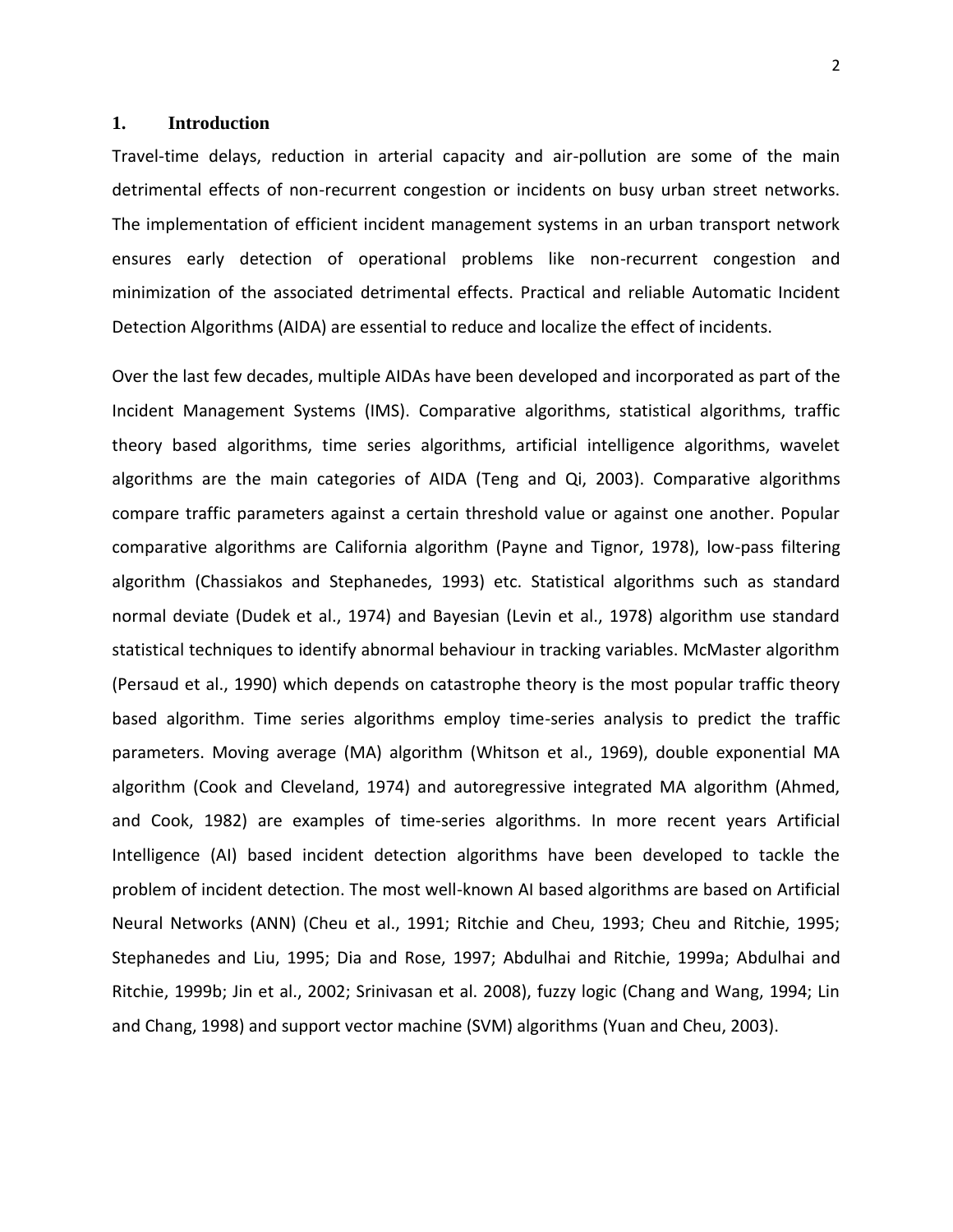## 1. Introduction

Travel-time delays, reduction in arterial capacity and air-pollution are some of the main detrimental effects of non-recurrent congestion or incidents on busy urban street networks. The implementation of efficient incident management systems in an urban transport network ensures early detection of operational problems like non-recurrent congestion and minimization of the associated detrimental effects. Practical and reliable Automatic Incident Detection Algorithms (AIDA) are essential to reduce and localize the effect of incidents.

Over the last few decades, multiple AIDAs have been developed and incorporated as part of the Incident Management Systems (IMS). Comparative algorithms, statistical algorithms, traffic theory based algorithms, time series algorithms, artificial intelligence algorithms, wavelet algorithms are the main categories of AIDA (Teng and Qi, 2003). Comparative algorithms compare traffic parameters against a certain threshold value or against one another. Popular comparative algorithms are California algorithm (Payne and Tignor, 1978), low-pass filtering algorithm (Chassiakos and Stephanedes, 1993) etc. Statistical algorithms such as standard normal deviate (Dudek et al., 1974) and Bayesian (Levin et al., 1978) algorithm use standard statistical techniques to identify abnormal behaviour in tracking variables. McMaster algorithm (Persaud et al., 1990) which depends on catastrophe theory is the most popular traffic theory based algorithm. Time series algorithms employ time-series analysis to predict the traffic parameters. Moving average (MA) algorithm (Whitson et al., 1969), double exponential MA algorithm (Cook and Cleveland, 1974) and autoregressive integrated MA algorithm (Ahmed, and Cook, 1982) are examples of time-series algorithms. In more recent years Artificial Intelligence (AI) based incident detection algorithms have been developed to tackle the problem of incident detection. The most well-known AI based algorithms are based on Artificial Neural Networks (ANN) (Cheu et al., 1991; Ritchie and Cheu, 1993; Cheu and Ritchie, 1995; Stephanedes and Liu, 1995; Dia and Rose, 1997; Abdulhai and Ritchie, 1999a; Abdulhai and Ritchie, 1999b; Jin et al., 2002; Srinivasan et al. 2008), fuzzy logic (Chang and Wang, 1994; Lin and Chang, 1998) and support vector machine (SVM) algorithms (Yuan and Cheu, 2003).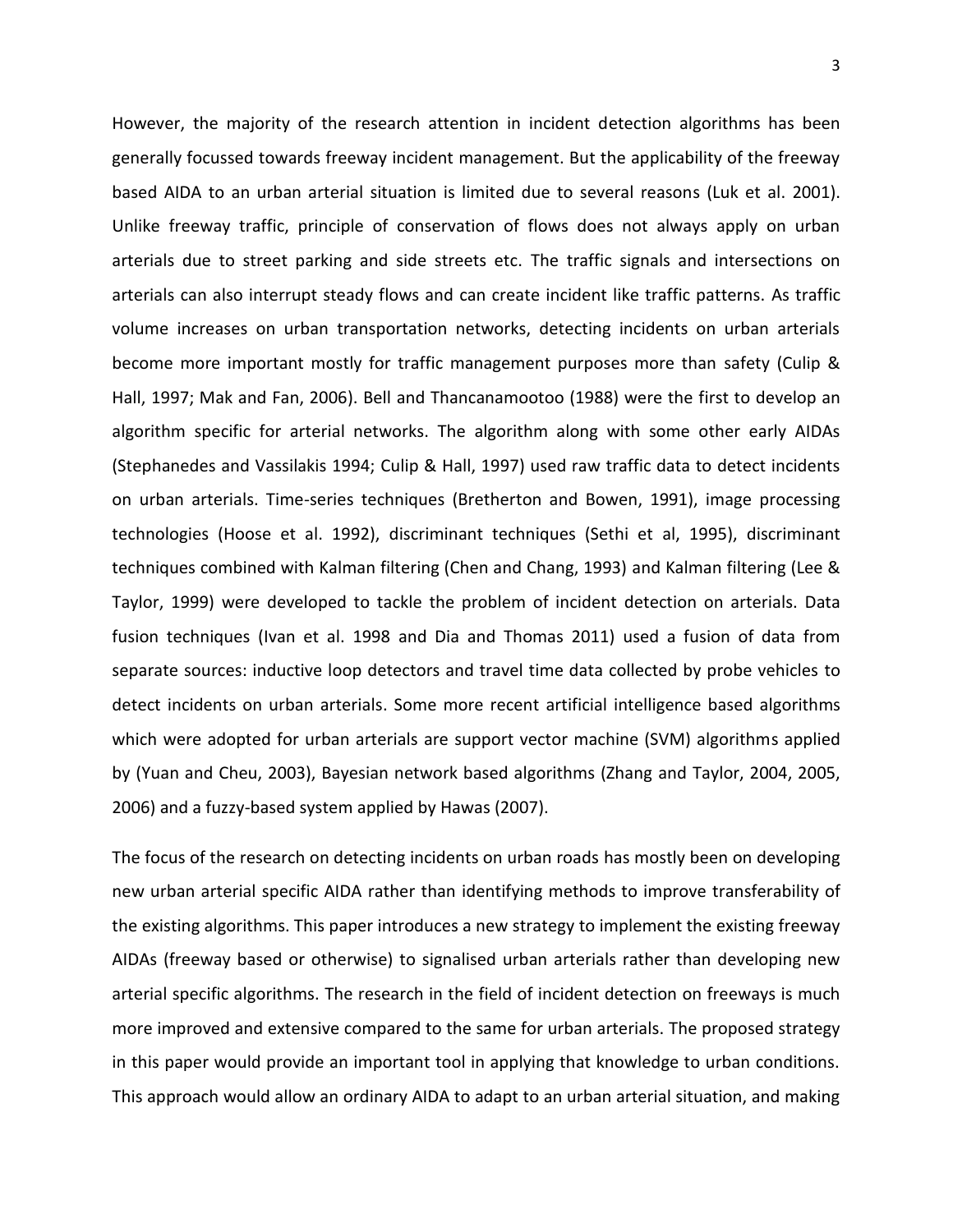However, the majority of the research attention in incident detection algorithms has been generally focussed towards freeway incident management. But the applicability of the freeway based AIDA to an urban arterial situation is limited due to several reasons (Luk et al. 2001). Unlike freeway traffic, principle of conservation of flows does not always apply on urban arterials due to street parking and side streets etc. The traffic signals and intersections on arterials can also interrupt steady flows and can create incident like traffic patterns. As traffic volume increases on urban transportation networks, detecting incidents on urban arterials become more important mostly for traffic management purposes more than safety (Culip & Hall, 1997; Mak and Fan, 2006). Bell and Thancanamootoo (1988) were the first to develop an algorithm specific for arterial networks. The algorithm along with some other early AIDAs (Stephanedes and Vassilakis 1994; Culip & Hall, 1997) used raw traffic data to detect incidents on urban arterials. Time-series techniques (Bretherton and Bowen, 1991), image processing technologies (Hoose et al. 1992), discriminant techniques (Sethi et al, 1995), discriminant techniques combined with Kalman filtering (Chen and Chang, 1993) and Kalman filtering (Lee & Taylor, 1999) were developed to tackle the problem of incident detection on arterials. Data fusion techniques (Ivan et al. 1998 and Dia and Thomas 2011) used a fusion of data from separate sources: inductive loop detectors and travel time data collected by probe vehicles to detect incidents on urban arterials. Some more recent artificial intelligence based algorithms which were adopted for urban arterials are support vector machine (SVM) algorithms applied by (Yuan and Cheu, 2003), Bayesian network based algorithms (Zhang and Taylor, 2004, 2005, 2006) and a fuzzy-based system applied by Hawas (2007).

The focus of the research on detecting incidents on urban roads has mostly been on developing new urban arterial specific AIDA rather than identifying methods to improve transferability of the existing algorithms. This paper introduces a new strategy to implement the existing freeway AIDAs (freeway based or otherwise) to signalised urban arterials rather than developing new arterial specific algorithms. The research in the field of incident detection on freeways is much more improved and extensive compared to the same for urban arterials. The proposed strategy in this paper would provide an important tool in applying that knowledge to urban conditions. This approach would allow an ordinary AIDA to adapt to an urban arterial situation, and making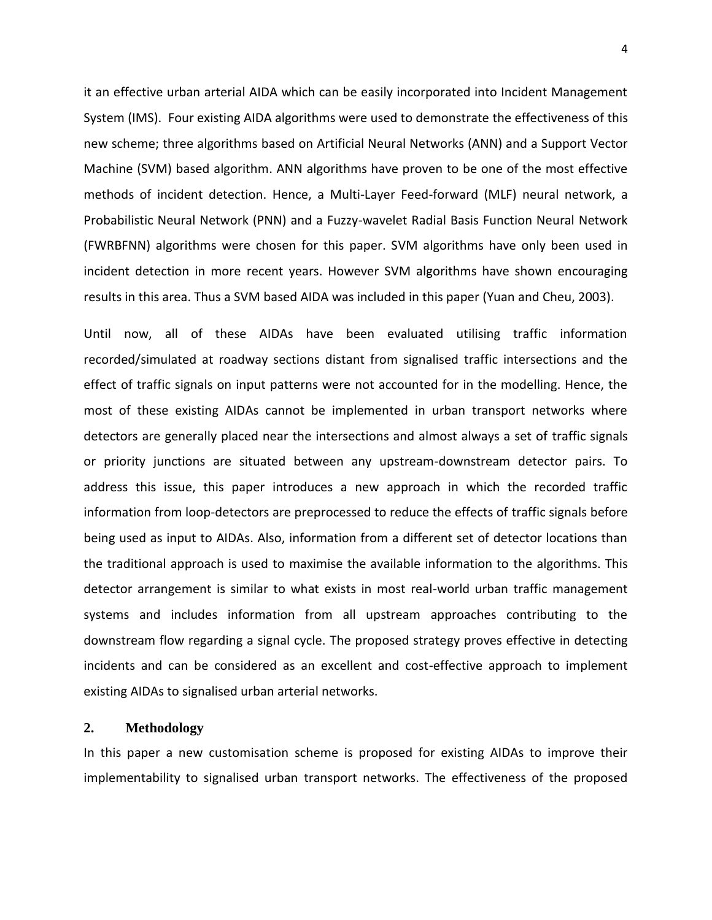it an effective urban arterial AIDA which can be easily incorporated into Incident Management System (IMS). Four existing AIDA algorithms were used to demonstrate the effectiveness of this new scheme; three algorithms based on Artificial Neural Networks (ANN) and a Support Vector Machine (SVM) based algorithm. ANN algorithms have proven to be one of the most effective methods of incident detection. Hence, a Multi-Layer Feed-forward (MLF) neural network, a Probabilistic Neural Network (PNN) and a Fuzzy-wavelet Radial Basis Function Neural Network (FWRBFNN) algorithms were chosen for this paper. SVM algorithms have only been used in incident detection in more recent years. However SVM algorithms have shown encouraging results in this area. Thus a SVM based AIDA was included in this paper (Yuan and Cheu, 2003).

Until now, all of these AIDAs have been evaluated utilising traffic information recorded/simulated at roadway sections distant from signalised traffic intersections and the effect of traffic signals on input patterns were not accounted for in the modelling. Hence, the most of these existing AIDAs cannot be implemented in urban transport networks where detectors are generally placed near the intersections and almost always a set of traffic signals or priority junctions are situated between any upstream-downstream detector pairs. To address this issue, this paper introduces a new approach in which the recorded traffic information from loop-detectors are preprocessed to reduce the effects of traffic signals before being used as input to AIDAs. Also, information from a different set of detector locations than the traditional approach is used to maximise the available information to the algorithms. This detector arrangement is similar to what exists in most real-world urban traffic management systems and includes information from all upstream approaches contributing to the downstream flow regarding a signal cycle. The proposed strategy proves effective in detecting incidents and can be considered as an excellent and cost-effective approach to implement existing AIDAs to signalised urban arterial networks.

## 2. Methodology

In this paper a new customisation scheme is proposed for existing AIDAs to improve their implementability to signalised urban transport networks. The effectiveness of the proposed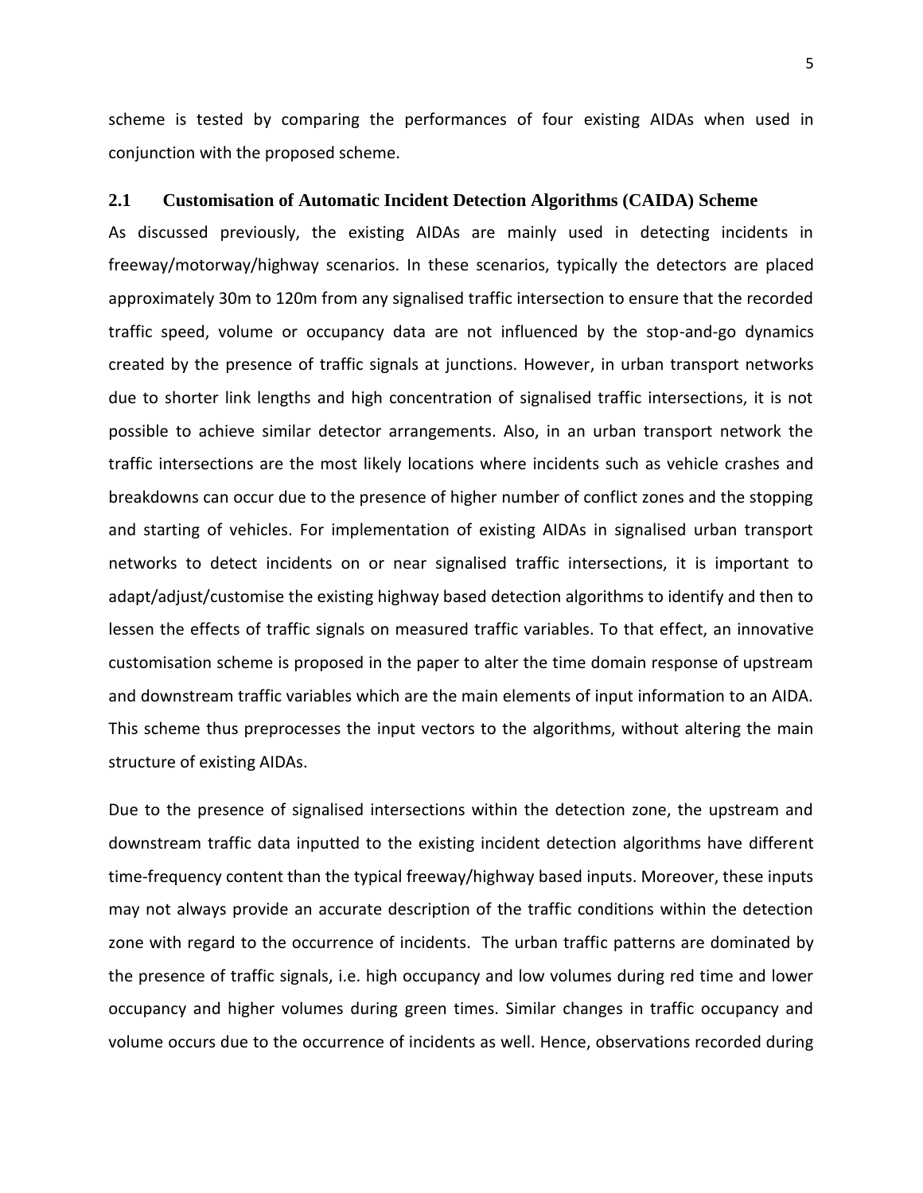scheme is tested by comparing the performances of four existing AIDAs when used in conjunction with the proposed scheme.

## 2.1 Customisation of Automatic Incident Detection Algorithms (CAIDA) Scheme

As discussed previously, the existing AIDAs are mainly used in detecting incidents in freeway/motorway/highway scenarios. In these scenarios, typically the detectors are placed approximately 30m to 120m from any signalised traffic intersection to ensure that the recorded traffic speed, volume or occupancy data are not influenced by the stop-and-go dynamics created by the presence of traffic signals at junctions. However, in urban transport networks due to shorter link lengths and high concentration of signalised traffic intersections, it is not possible to achieve similar detector arrangements. Also, in an urban transport network the traffic intersections are the most likely locations where incidents such as vehicle crashes and breakdowns can occur due to the presence of higher number of conflict zones and the stopping and starting of vehicles. For implementation of existing AIDAs in signalised urban transport networks to detect incidents on or near signalised traffic intersections, it is important to adapt/adjust/customise the existing highway based detection algorithms to identify and then to lessen the effects of traffic signals on measured traffic variables. To that effect, an innovative customisation scheme is proposed in the paper to alter the time domain response of upstream and downstream traffic variables which are the main elements of input information to an AIDA. This scheme thus preprocesses the input vectors to the algorithms, without altering the main structure of existing AIDAs.

Due to the presence of signalised intersections within the detection zone, the upstream and downstream traffic data inputted to the existing incident detection algorithms have different time-frequency content than the typical freeway/highway based inputs. Moreover, these inputs may not always provide an accurate description of the traffic conditions within the detection zone with regard to the occurrence of incidents. The urban traffic patterns are dominated by the presence of traffic signals, i.e. high occupancy and low volumes during red time and lower occupancy and higher volumes during green times. Similar changes in traffic occupancy and volume occurs due to the occurrence of incidents as well. Hence, observations recorded during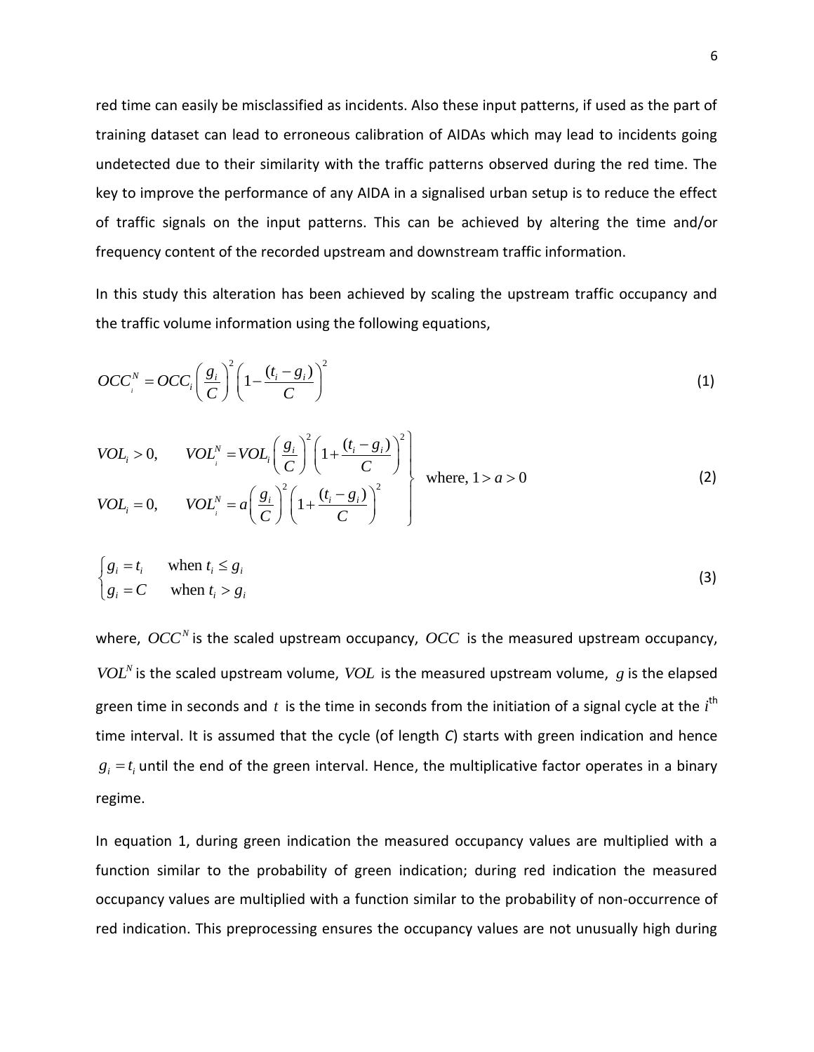red time can easily be misclassified as incidents. Also these input patterns, if used as the part of training dataset can lead to erroneous calibration of AIDAs which may lead to incidents going undetected due to their similarity with the traffic patterns observed during the red time. The key to improve the performance of any AIDA in a signalised urban setup is to reduce the effect of traffic signals on the input patterns. This can be achieved by altering the time and/or frequency content of the recorded upstream and downstream traffic information.

In this study this alteration has been achieved by scaling the upstream traffic occupancy and the traffic volume information using the following equations,

$$OCC_i^N = OCC_i \left(\frac{g_i}{C}\right)^2 \left(1 - \frac{(t_i - g_i)}{C}\right)^2 \tag{1}$$

$$\left.\begin{array}{ll} VOL_i > 0, & VOL_i^N = VOL_i \left(\dfrac{g_i}{C}\right)^2 \left(1 + \dfrac{(t_i - g_i)}{C}\right)^2 \\ VOL_i = 0, & VOL_i^N = a \left(\dfrac{g_i}{C}\right)^2 \left(1 + \dfrac{(t_i - g_i)}{C}\right)^2 \end{array}\right\} \text{ where, } 1 > a > 0 \tag{2}$$

$$\begin{cases} g_i = t_i & \text{when } t_i \le g_i \\ g_i = C & \text{when } t_i > g_i \end{cases} \tag{3}$$

where, $OCC^N$ is the scaled upstream occupancy, $OCC$ is the measured upstream occupancy, $VOL^N$ is the scaled upstream volume, $VOL$ is the measured upstream volume, $g$ is the elapsed green time in seconds and $t$ is the time in seconds from the initiation of a signal cycle at the $i^{\text{th}}$ time interval. It is assumed that the cycle (of length *C*) starts with green indication and hence $g_i = t_i$ until the end of the green interval. Hence, the multiplicative factor operates in a binary regime.

In equation 1, during green indication the measured occupancy values are multiplied with a function similar to the probability of green indication; during red indication the measured occupancy values are multiplied with a function similar to the probability of non-occurrence of red indication. This preprocessing ensures the occupancy values are not unusually high during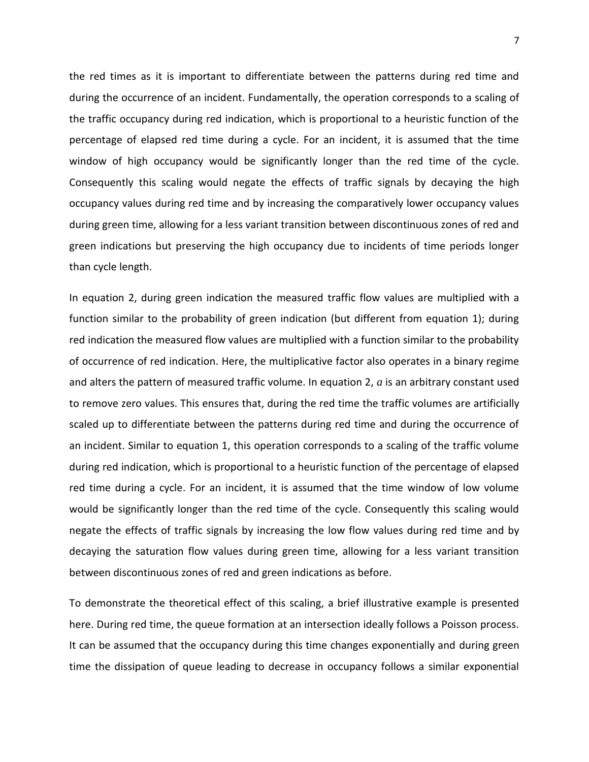the red times as it is important to differentiate between the patterns during red time and during the occurrence of an incident. Fundamentally, the operation corresponds to a scaling of the traffic occupancy during red indication, which is proportional to a heuristic function of the percentage of elapsed red time during a cycle. For an incident, it is assumed that the time window of high occupancy would be significantly longer than the red time of the cycle. Consequently this scaling would negate the effects of traffic signals by decaying the high occupancy values during red time and by increasing the comparatively lower occupancy values during green time, allowing for a less variant transition between discontinuous zones of red and green indications but preserving the high occupancy due to incidents of time periods longer than cycle length.

In equation 2, during green indication the measured traffic flow values are multiplied with a function similar to the probability of green indication (but different from equation 1); during red indication the measured flow values are multiplied with a function similar to the probability of occurrence of red indication. Here, the multiplicative factor also operates in a binary regime and alters the pattern of measured traffic volume. In equation 2, $a$ is an arbitrary constant used to remove zero values. This ensures that, during the red time the traffic volumes are artificially scaled up to differentiate between the patterns during red time and during the occurrence of an incident. Similar to equation 1, this operation corresponds to a scaling of the traffic volume during red indication, which is proportional to a heuristic function of the percentage of elapsed red time during a cycle. For an incident, it is assumed that the time window of low volume would be significantly longer than the red time of the cycle. Consequently this scaling would negate the effects of traffic signals by increasing the low flow values during red time and by decaying the saturation flow values during green time, allowing for a less variant transition between discontinuous zones of red and green indications as before.

To demonstrate the theoretical effect of this scaling, a brief illustrative example is presented here. During red time, the queue formation at an intersection ideally follows a Poisson process. It can be assumed that the occupancy during this time changes exponentially and during green time the dissipation of queue leading to decrease in occupancy follows a similar exponential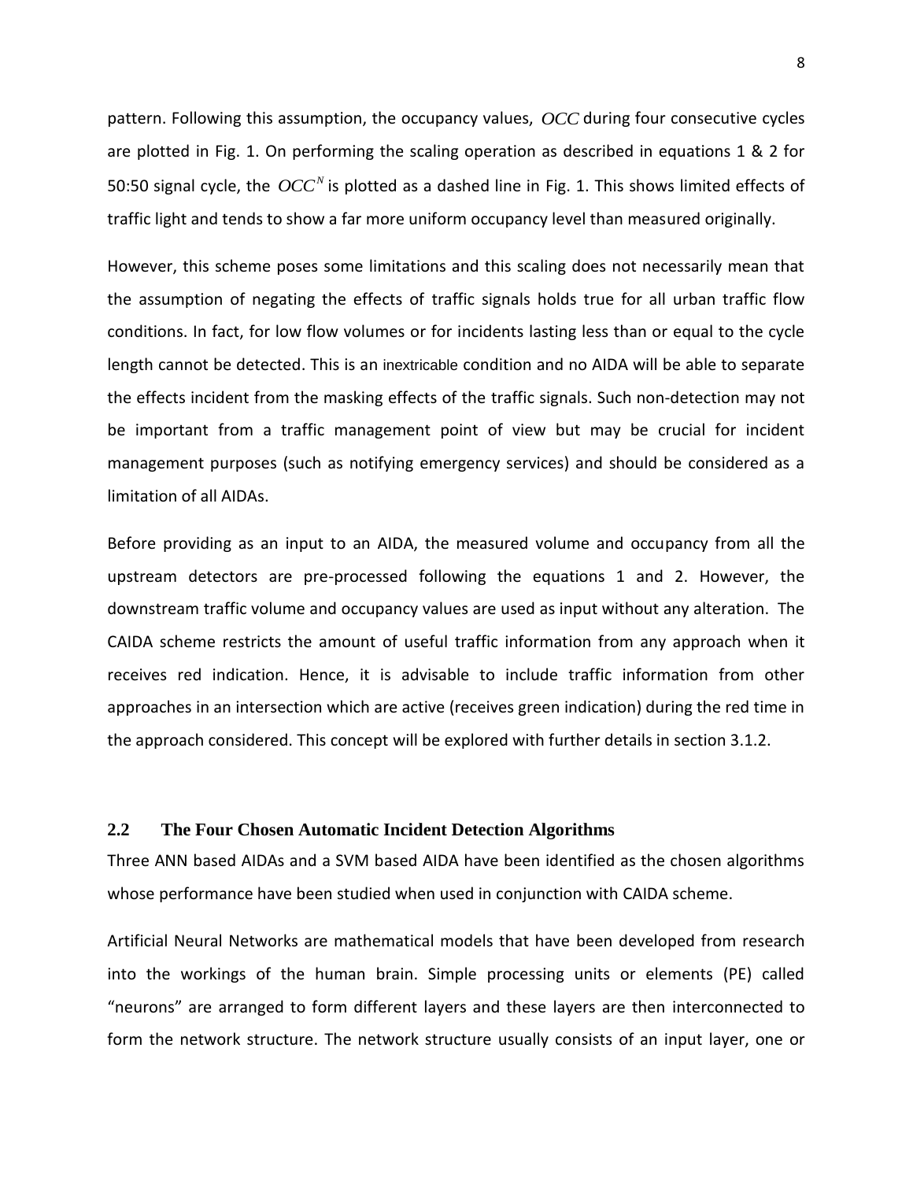pattern. Following this assumption, the occupancy values, $OCC$ during four consecutive cycles are plotted in Fig. 1. On performing the scaling operation as described in equations 1 & 2 for 50:50 signal cycle, the $OCC^N$ is plotted as a dashed line in Fig. 1. This shows limited effects of traffic light and tends to show a far more uniform occupancy level than measured originally.

However, this scheme poses some limitations and this scaling does not necessarily mean that the assumption of negating the effects of traffic signals holds true for all urban traffic flow conditions. In fact, for low flow volumes or for incidents lasting less than or equal to the cycle length cannot be detected. This is an inextricable condition and no AIDA will be able to separate the effects incident from the masking effects of the traffic signals. Such non-detection may not be important from a traffic management point of view but may be crucial for incident management purposes (such as notifying emergency services) and should be considered as a limitation of all AIDAs.

Before providing as an input to an AIDA, the measured volume and occupancy from all the upstream detectors are pre-processed following the equations 1 and 2. However, the downstream traffic volume and occupancy values are used as input without any alteration. The CAIDA scheme restricts the amount of useful traffic information from any approach when it receives red indication. Hence, it is advisable to include traffic information from other approaches in an intersection which are active (receives green indication) during the red time in the approach considered. This concept will be explored with further details in section 3.1.2.

## 2.2 The Four Chosen Automatic Incident Detection Algorithms

Three ANN based AIDAs and a SVM based AIDA have been identified as the chosen algorithms whose performance have been studied when used in conjunction with CAIDA scheme.

Artificial Neural Networks are mathematical models that have been developed from research into the workings of the human brain. Simple processing units or elements (PE) called "neurons" are arranged to form different layers and these layers are then interconnected to form the network structure. The network structure usually consists of an input layer, one or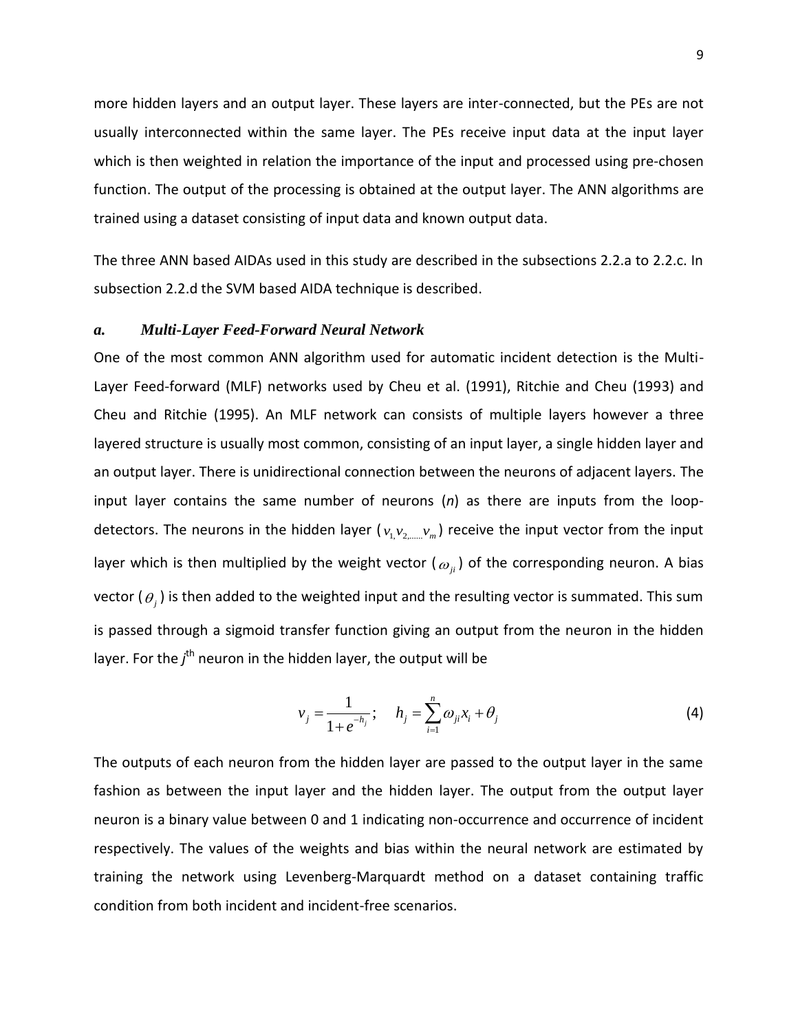more hidden layers and an output layer. These layers are inter-connected, but the PEs are not usually interconnected within the same layer. The PEs receive input data at the input layer which is then weighted in relation the importance of the input and processed using pre-chosen function. The output of the processing is obtained at the output layer. The ANN algorithms are trained using a dataset consisting of input data and known output data.

The three ANN based AIDAs used in this study are described in the subsections 2.2.a to 2.2.c. In subsection 2.2.d the SVM based AIDA technique is described.

### *a. Multi-Layer Feed-Forward Neural Network*

One of the most common ANN algorithm used for automatic incident detection is the Multi-Layer Feed-forward (MLF) networks used by Cheu et al. (1991), Ritchie and Cheu (1993) and Cheu and Ritchie (1995). An MLF network can consists of multiple layers however a three layered structure is usually most common, consisting of an input layer, a single hidden layer and an output layer. There is unidirectional connection between the neurons of adjacent layers. The input layer contains the same number of neurons (*n*) as there are inputs from the loop-detectors. The neurons in the hidden layer ($v_1, v_2, \ldots\ldots v_m$) receive the input vector from the input layer which is then multiplied by the weight vector ($\omega_{ji}$) of the corresponding neuron. A bias vector ($\theta_j$) is then added to the weighted input and the resulting vector is summated. This sum is passed through a sigmoid transfer function giving an output from the neuron in the hidden layer. For the $j^{th}$ neuron in the hidden layer, the output will be

$$v_j = \frac{1}{1+e^{-h_j}}; \quad h_j = \sum_{i=1}^{n} \omega_{ji} x_i + \theta_j \tag{4}$$

The outputs of each neuron from the hidden layer are passed to the output layer in the same fashion as between the input layer and the hidden layer. The output from the output layer neuron is a binary value between 0 and 1 indicating non-occurrence and occurrence of incident respectively. The values of the weights and bias within the neural network are estimated by training the network using Levenberg-Marquardt method on a dataset containing traffic condition from both incident and incident-free scenarios.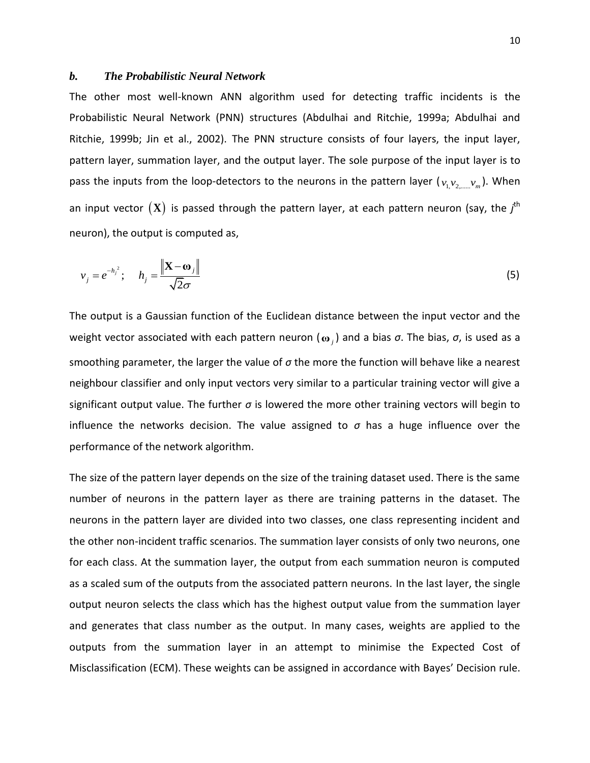### *b. The Probabilistic Neural Network*

The other most well-known ANN algorithm used for detecting traffic incidents is the Probabilistic Neural Network (PNN) structures (Abdulhai and Ritchie, 1999a; Abdulhai and Ritchie, 1999b; Jin et al., 2002). The PNN structure consists of four layers, the input layer, pattern layer, summation layer, and the output layer. The sole purpose of the input layer is to pass the inputs from the loop-detectors to the neurons in the pattern layer ($v_{1,} v_{2,\ldots\ldots} v_m$). When an input vector $(\mathbf{X})$ is passed through the pattern layer, at each pattern neuron (say, the $j^{\text{th}}$ neuron), the output is computed as,

$$v_j = e^{-h_j^2}; \quad h_j = \frac{\left\| \mathbf{X} - \boldsymbol{\omega}_j \right\|}{\sqrt{2}\sigma} \tag{5}$$

The output is a Gaussian function of the Euclidean distance between the input vector and the weight vector associated with each pattern neuron ($\boldsymbol{\omega}_j$) and a bias $\sigma$. The bias, $\sigma$, is used as a smoothing parameter, the larger the value of $\sigma$ the more the function will behave like a nearest neighbour classifier and only input vectors very similar to a particular training vector will give a significant output value. The further $\sigma$ is lowered the more other training vectors will begin to influence the networks decision. The value assigned to $\sigma$ has a huge influence over the performance of the network algorithm.

The size of the pattern layer depends on the size of the training dataset used. There is the same number of neurons in the pattern layer as there are training patterns in the dataset. The neurons in the pattern layer are divided into two classes, one class representing incident and the other non-incident traffic scenarios. The summation layer consists of only two neurons, one for each class. At the summation layer, the output from each summation neuron is computed as a scaled sum of the outputs from the associated pattern neurons. In the last layer, the single output neuron selects the class which has the highest output value from the summation layer and generates that class number as the output. In many cases, weights are applied to the outputs from the summation layer in an attempt to minimise the Expected Cost of Misclassification (ECM). These weights can be assigned in accordance with Bayes' Decision rule.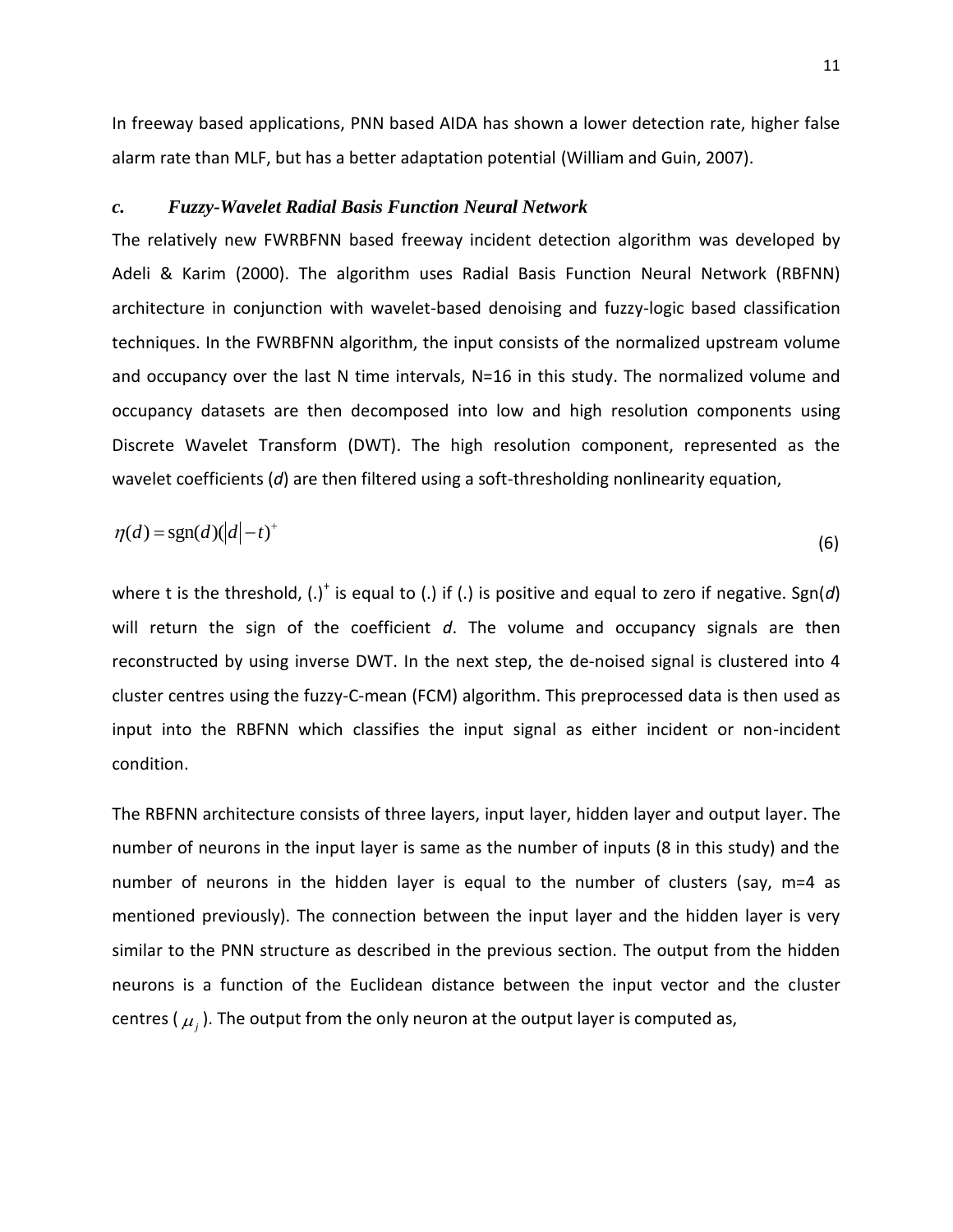In freeway based applications, PNN based AIDA has shown a lower detection rate, higher false alarm rate than MLF, but has a better adaptation potential (William and Guin, 2007).

### *c. Fuzzy-Wavelet Radial Basis Function Neural Network*

The relatively new FWRBFNN based freeway incident detection algorithm was developed by Adeli & Karim (2000). The algorithm uses Radial Basis Function Neural Network (RBFNN) architecture in conjunction with wavelet-based denoising and fuzzy-logic based classification techniques. In the FWRBFNN algorithm, the input consists of the normalized upstream volume and occupancy over the last N time intervals, N=16 in this study. The normalized volume and occupancy datasets are then decomposed into low and high resolution components using Discrete Wavelet Transform (DWT). The high resolution component, represented as the wavelet coefficients (*d*) are then filtered using a soft-thresholding nonlinearity equation,

$$\eta(d) = \mathrm{sgn}(d)(|d| - t)^{+} \tag{6}$$

where t is the threshold, $(.)^{+}$ is equal to (.) if (.) is positive and equal to zero if negative. Sgn(*d*) will return the sign of the coefficient *d*. The volume and occupancy signals are then reconstructed by using inverse DWT. In the next step, the de-noised signal is clustered into 4 cluster centres using the fuzzy-C-mean (FCM) algorithm. This preprocessed data is then used as input into the RBFNN which classifies the input signal as either incident or non-incident condition.

The RBFNN architecture consists of three layers, input layer, hidden layer and output layer. The number of neurons in the input layer is same as the number of inputs (8 in this study) and the number of neurons in the hidden layer is equal to the number of clusters (say, m=4 as mentioned previously). The connection between the input layer and the hidden layer is very similar to the PNN structure as described in the previous section. The output from the hidden neurons is a function of the Euclidean distance between the input vector and the cluster centres ($\mu_j$). The output from the only neuron at the output layer is computed as,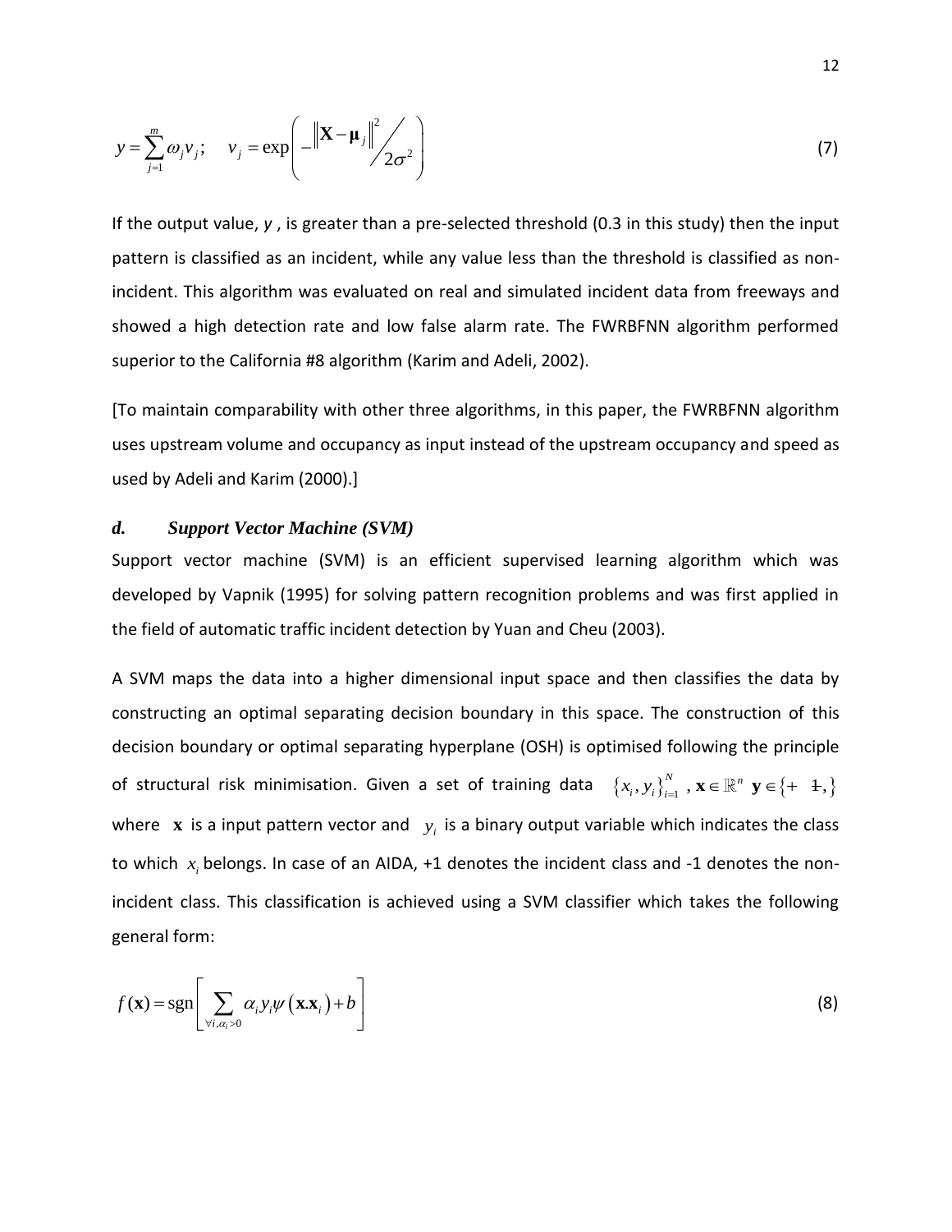$$y = \sum_{j=1}^{m} \omega_j v_j ; \quad v_j = \exp\left( -\left\| \mathbf{X} - \boldsymbol{\mu}_j \right\|^2 \Big/ 2\sigma^2 \right) \tag{7}$$

If the output value, $y$ , is greater than a pre-selected threshold (0.3 in this study) then the input pattern is classified as an incident, while any value less than the threshold is classified as non-incident. This algorithm was evaluated on real and simulated incident data from freeways and showed a high detection rate and low false alarm rate. The FWRBFNN algorithm performed superior to the California #8 algorithm (Karim and Adeli, 2002).

[To maintain comparability with other three algorithms, in this paper, the FWRBFNN algorithm uses upstream volume and occupancy as input instead of the upstream occupancy and speed as used by Adeli and Karim (2000).]

### *d. Support Vector Machine (SVM)*

Support vector machine (SVM) is an efficient supervised learning algorithm which was developed by Vapnik (1995) for solving pattern recognition problems and was first applied in the field of automatic traffic incident detection by Yuan and Cheu (2003).

A SVM maps the data into a higher dimensional input space and then classifies the data by constructing an optimal separating decision boundary in this space. The construction of this decision boundary or optimal separating hyperplane (OSH) is optimised following the principle of structural risk minimisation. Given a set of training data $\{x_i, y_i\}_{i=1}^{N}$ , $\mathbf{x} \in \mathbb{R}^n$ $\mathbf{y} \in \{+\ 1,\}$ where $\mathbf{x}$ is a input pattern vector and $y_i$ is a binary output variable which indicates the class to which $x_i$ belongs. In case of an AIDA, +1 denotes the incident class and -1 denotes the non-incident class. This classification is achieved using a SVM classifier which takes the following general form:

$$f(\mathbf{x}) = \operatorname{sgn}\left[ \sum_{\forall i, \alpha_i > 0} \alpha_i y_i \psi\left( \mathbf{x}.\mathbf{x}_i \right) + b \right] \tag{8}$$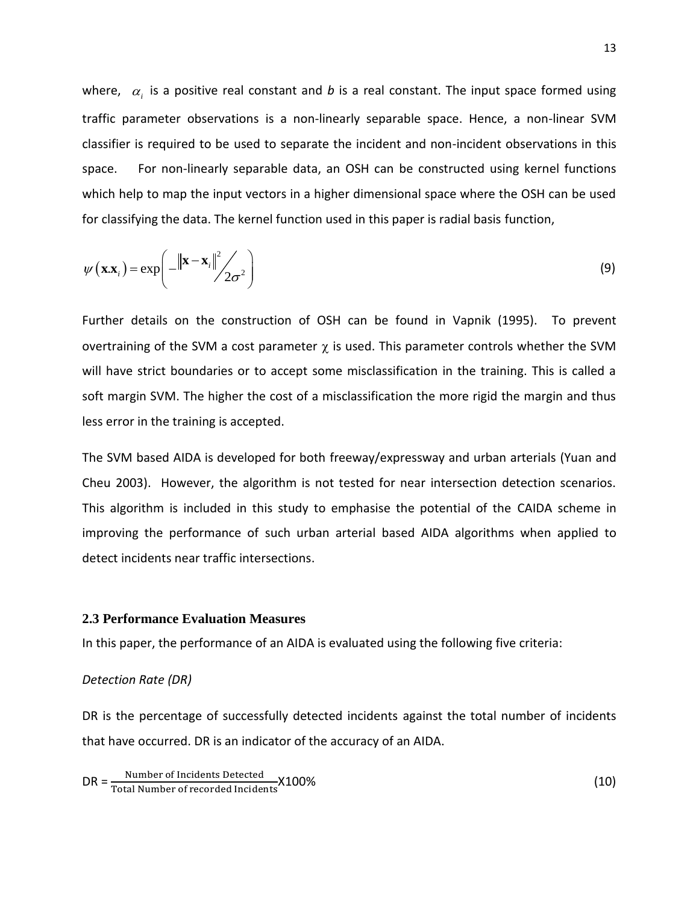where, $\alpha_i$ is a positive real constant and *b* is a real constant. The input space formed using traffic parameter observations is a non-linearly separable space. Hence, a non-linear SVM classifier is required to be used to separate the incident and non-incident observations in this space. For non-linearly separable data, an OSH can be constructed using kernel functions which help to map the input vectors in a higher dimensional space where the OSH can be used for classifying the data. The kernel function used in this paper is radial basis function,

$$\psi\left(\mathbf{x}.\mathbf{x}_i\right) = \exp\left(-\|\mathbf{x} - \mathbf{x}_i\|^2 \big/ 2\sigma^2\right) \tag{9}$$

Further details on the construction of OSH can be found in Vapnik (1995). To prevent overtraining of the SVM a cost parameter $\chi$ is used. This parameter controls whether the SVM will have strict boundaries or to accept some misclassification in the training. This is called a soft margin SVM. The higher the cost of a misclassification the more rigid the margin and thus less error in the training is accepted.

The SVM based AIDA is developed for both freeway/expressway and urban arterials (Yuan and Cheu 2003). However, the algorithm is not tested for near intersection detection scenarios. This algorithm is included in this study to emphasise the potential of the CAIDA scheme in improving the performance of such urban arterial based AIDA algorithms when applied to detect incidents near traffic intersections.

### 2.3 Performance Evaluation Measures

In this paper, the performance of an AIDA is evaluated using the following five criteria:

*Detection Rate (DR)*

DR is the percentage of successfully detected incidents against the total number of incidents that have occurred. DR is an indicator of the accuracy of an AIDA.

$$\text{DR} = \frac{\text{Number of Incidents Detected}}{\text{Total Number of recorded Incidents}} \text{X}100\% \tag{10}$$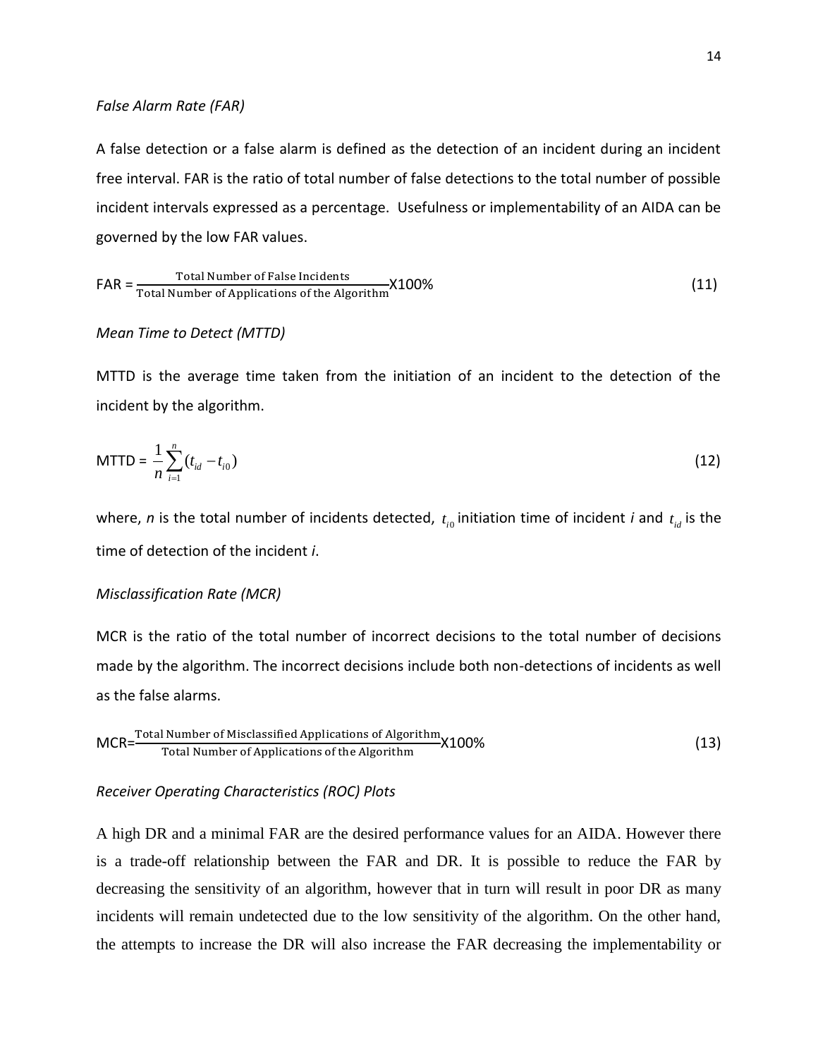*False Alarm Rate (FAR)*

A false detection or a false alarm is defined as the detection of an incident during an incident free interval. FAR is the ratio of total number of false detections to the total number of possible incident intervals expressed as a percentage. Usefulness or implementability of an AIDA can be governed by the low FAR values.

$$\text{FAR} = \frac{\text{Total Number of False Incidents}}{\text{Total Number of Applications of the Algorithm}} \text{X}100\% \tag{11}$$

*Mean Time to Detect (MTTD)*

MTTD is the average time taken from the initiation of an incident to the detection of the incident by the algorithm.

$$\text{MTTD} = \frac{1}{n}\sum_{i=1}^{n}(t_{id} - t_{i0}) \tag{12}$$

where, *n* is the total number of incidents detected, $t_{i0}$ initiation time of incident *i* and $t_{id}$ is the time of detection of the incident *i*.

*Misclassification Rate (MCR)*

MCR is the ratio of the total number of incorrect decisions to the total number of decisions made by the algorithm. The incorrect decisions include both non-detections of incidents as well as the false alarms.

$$\text{MCR} = \frac{\text{Total Number of Misclassified Applications of Algorithm}}{\text{Total Number of Applications of the Algorithm}} \text{X}100\% \tag{13}$$

*Receiver Operating Characteristics (ROC) Plots*

A high DR and a minimal FAR are the desired performance values for an AIDA. However there is a trade-off relationship between the FAR and DR. It is possible to reduce the FAR by decreasing the sensitivity of an algorithm, however that in turn will result in poor DR as many incidents will remain undetected due to the low sensitivity of the algorithm. On the other hand, the attempts to increase the DR will also increase the FAR decreasing the implementability or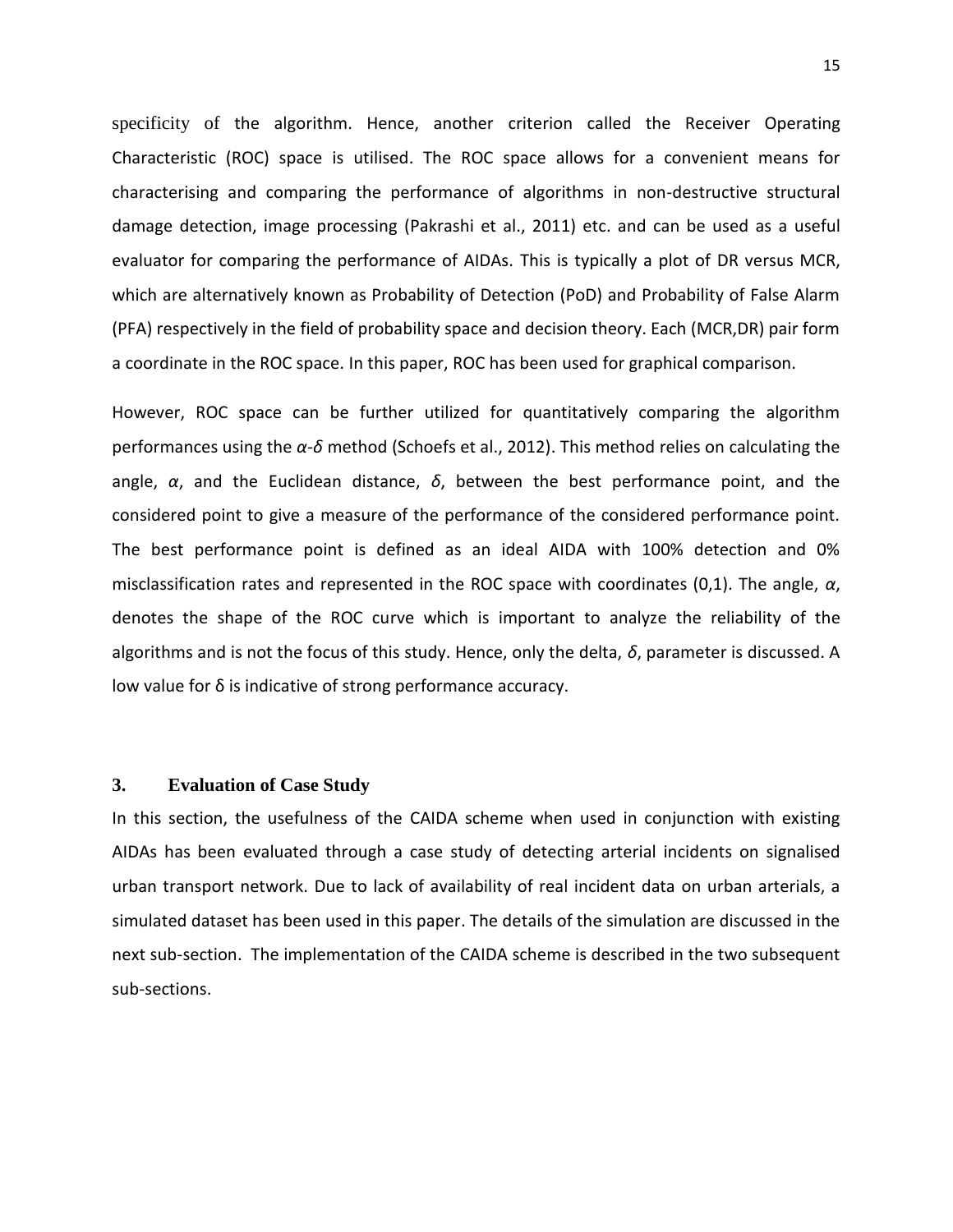specificity of the algorithm. Hence, another criterion called the Receiver Operating Characteristic (ROC) space is utilised. The ROC space allows for a convenient means for characterising and comparing the performance of algorithms in non-destructive structural damage detection, image processing (Pakrashi et al., 2011) etc. and can be used as a useful evaluator for comparing the performance of AIDAs. This is typically a plot of DR versus MCR, which are alternatively known as Probability of Detection (PoD) and Probability of False Alarm (PFA) respectively in the field of probability space and decision theory. Each (MCR,DR) pair form a coordinate in the ROC space. In this paper, ROC has been used for graphical comparison.

However, ROC space can be further utilized for quantitatively comparing the algorithm performances using the $\alpha$-$\delta$ method (Schoefs et al., 2012). This method relies on calculating the angle, $\alpha$, and the Euclidean distance, $\delta$, between the best performance point, and the considered point to give a measure of the performance of the considered performance point. The best performance point is defined as an ideal AIDA with 100% detection and 0% misclassification rates and represented in the ROC space with coordinates (0,1). The angle, $\alpha$, denotes the shape of the ROC curve which is important to analyze the reliability of the algorithms and is not the focus of this study. Hence, only the delta, $\delta$, parameter is discussed. A low value for $\delta$ is indicative of strong performance accuracy.

## 3. Evaluation of Case Study

In this section, the usefulness of the CAIDA scheme when used in conjunction with existing AIDAs has been evaluated through a case study of detecting arterial incidents on signalised urban transport network. Due to lack of availability of real incident data on urban arterials, a simulated dataset has been used in this paper. The details of the simulation are discussed in the next sub-section. The implementation of the CAIDA scheme is described in the two subsequent sub-sections.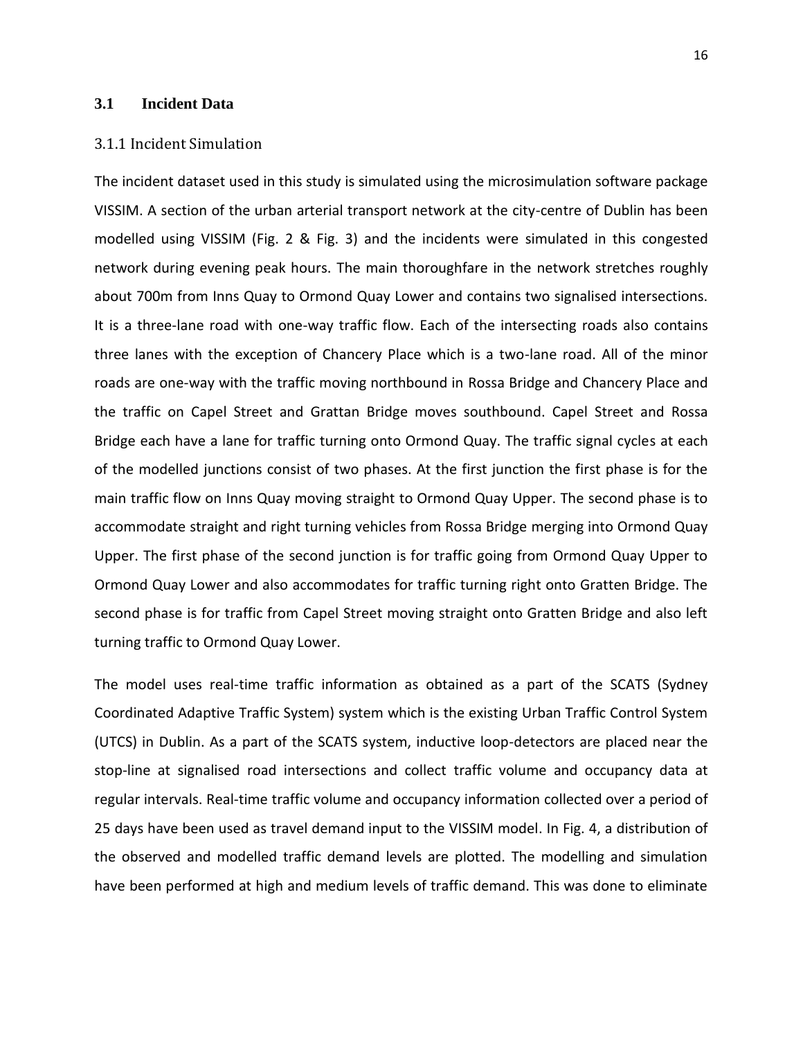## 3.1 Incident Data

### 3.1.1 Incident Simulation

The incident dataset used in this study is simulated using the microsimulation software package VISSIM. A section of the urban arterial transport network at the city-centre of Dublin has been modelled using VISSIM (Fig. 2 & Fig. 3) and the incidents were simulated in this congested network during evening peak hours. The main thoroughfare in the network stretches roughly about 700m from Inns Quay to Ormond Quay Lower and contains two signalised intersections. It is a three-lane road with one-way traffic flow. Each of the intersecting roads also contains three lanes with the exception of Chancery Place which is a two-lane road. All of the minor roads are one-way with the traffic moving northbound in Rossa Bridge and Chancery Place and the traffic on Capel Street and Grattan Bridge moves southbound. Capel Street and Rossa Bridge each have a lane for traffic turning onto Ormond Quay. The traffic signal cycles at each of the modelled junctions consist of two phases. At the first junction the first phase is for the main traffic flow on Inns Quay moving straight to Ormond Quay Upper. The second phase is to accommodate straight and right turning vehicles from Rossa Bridge merging into Ormond Quay Upper. The first phase of the second junction is for traffic going from Ormond Quay Upper to Ormond Quay Lower and also accommodates for traffic turning right onto Gratten Bridge. The second phase is for traffic from Capel Street moving straight onto Gratten Bridge and also left turning traffic to Ormond Quay Lower.

The model uses real-time traffic information as obtained as a part of the SCATS (Sydney Coordinated Adaptive Traffic System) system which is the existing Urban Traffic Control System (UTCS) in Dublin. As a part of the SCATS system, inductive loop-detectors are placed near the stop-line at signalised road intersections and collect traffic volume and occupancy data at regular intervals. Real-time traffic volume and occupancy information collected over a period of 25 days have been used as travel demand input to the VISSIM model. In Fig. 4, a distribution of the observed and modelled traffic demand levels are plotted. The modelling and simulation have been performed at high and medium levels of traffic demand. This was done to eliminate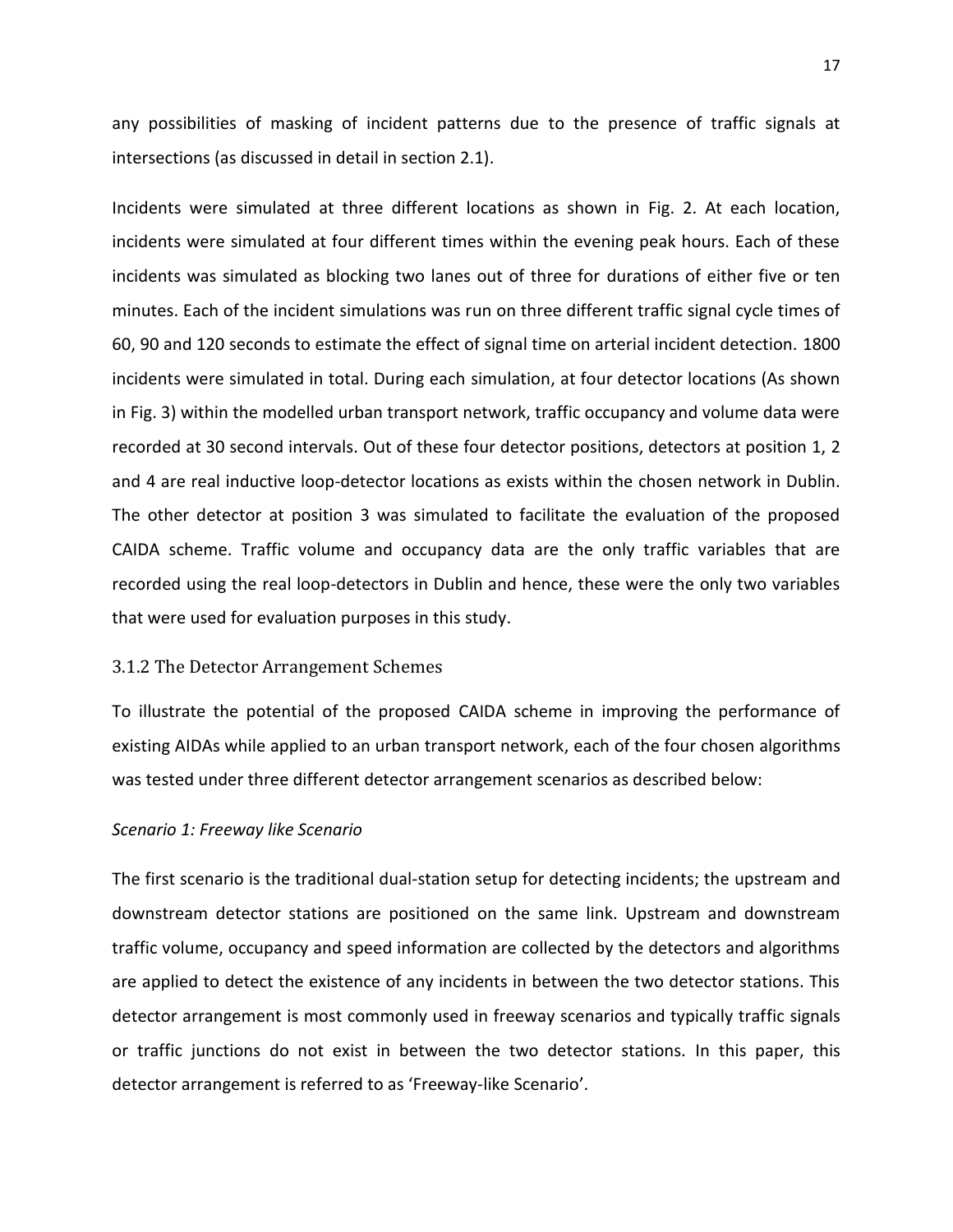any possibilities of masking of incident patterns due to the presence of traffic signals at intersections (as discussed in detail in section 2.1).

Incidents were simulated at three different locations as shown in Fig. 2. At each location, incidents were simulated at four different times within the evening peak hours. Each of these incidents was simulated as blocking two lanes out of three for durations of either five or ten minutes. Each of the incident simulations was run on three different traffic signal cycle times of 60, 90 and 120 seconds to estimate the effect of signal time on arterial incident detection. 1800 incidents were simulated in total. During each simulation, at four detector locations (As shown in Fig. 3) within the modelled urban transport network, traffic occupancy and volume data were recorded at 30 second intervals. Out of these four detector positions, detectors at position 1, 2 and 4 are real inductive loop-detector locations as exists within the chosen network in Dublin. The other detector at position 3 was simulated to facilitate the evaluation of the proposed CAIDA scheme. Traffic volume and occupancy data are the only traffic variables that are recorded using the real loop-detectors in Dublin and hence, these were the only two variables that were used for evaluation purposes in this study.

### 3.1.2 The Detector Arrangement Schemes

To illustrate the potential of the proposed CAIDA scheme in improving the performance of existing AIDAs while applied to an urban transport network, each of the four chosen algorithms was tested under three different detector arrangement scenarios as described below:

*Scenario 1: Freeway like Scenario*

The first scenario is the traditional dual-station setup for detecting incidents; the upstream and downstream detector stations are positioned on the same link. Upstream and downstream traffic volume, occupancy and speed information are collected by the detectors and algorithms are applied to detect the existence of any incidents in between the two detector stations. This detector arrangement is most commonly used in freeway scenarios and typically traffic signals or traffic junctions do not exist in between the two detector stations. In this paper, this detector arrangement is referred to as 'Freeway-like Scenario'.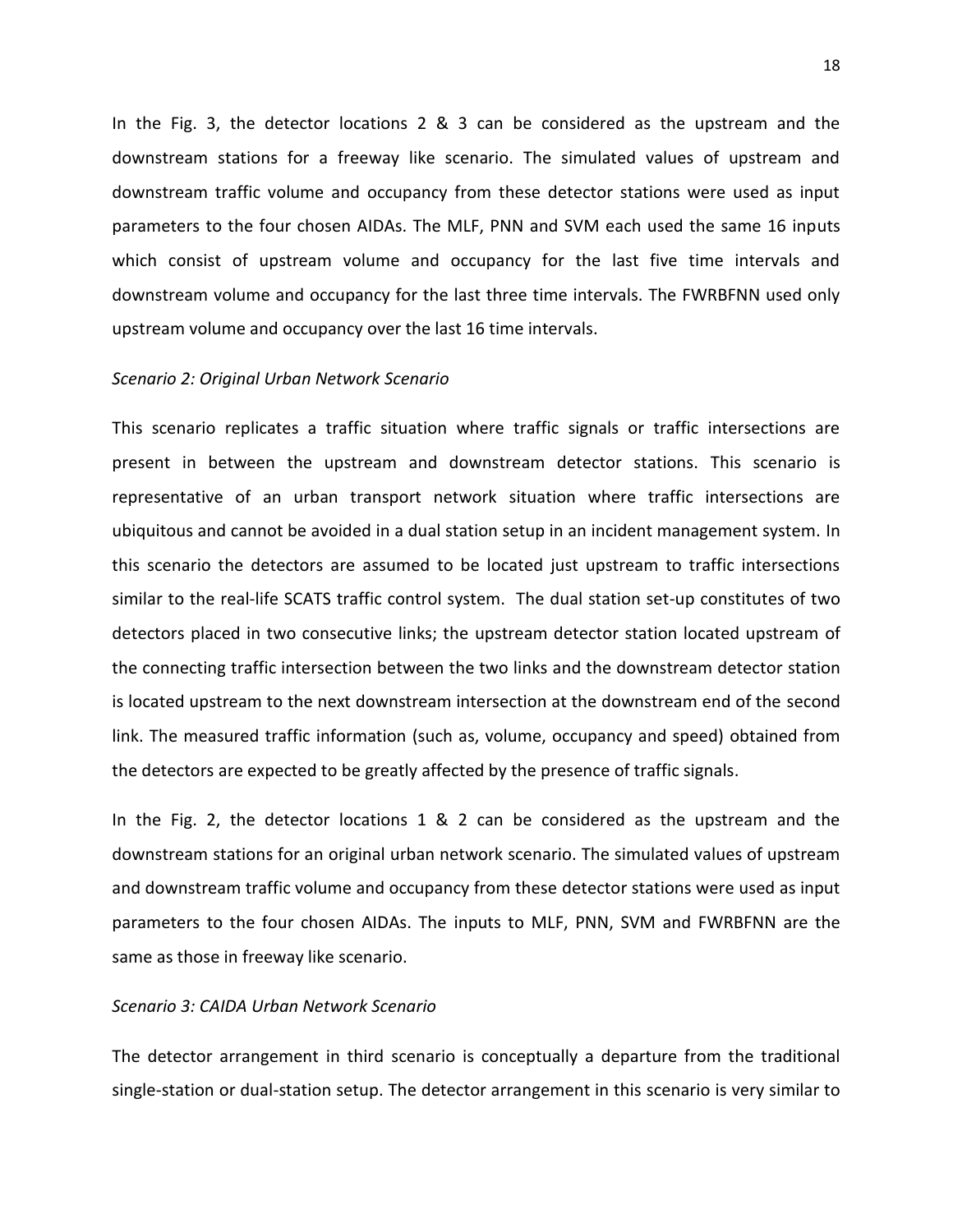In the Fig. 3, the detector locations 2 & 3 can be considered as the upstream and the downstream stations for a freeway like scenario. The simulated values of upstream and downstream traffic volume and occupancy from these detector stations were used as input parameters to the four chosen AIDAs. The MLF, PNN and SVM each used the same 16 inputs which consist of upstream volume and occupancy for the last five time intervals and downstream volume and occupancy for the last three time intervals. The FWRBFNN used only upstream volume and occupancy over the last 16 time intervals.

*Scenario 2: Original Urban Network Scenario*

This scenario replicates a traffic situation where traffic signals or traffic intersections are present in between the upstream and downstream detector stations. This scenario is representative of an urban transport network situation where traffic intersections are ubiquitous and cannot be avoided in a dual station setup in an incident management system. In this scenario the detectors are assumed to be located just upstream to traffic intersections similar to the real-life SCATS traffic control system. The dual station set-up constitutes of two detectors placed in two consecutive links; the upstream detector station located upstream of the connecting traffic intersection between the two links and the downstream detector station is located upstream to the next downstream intersection at the downstream end of the second link. The measured traffic information (such as, volume, occupancy and speed) obtained from the detectors are expected to be greatly affected by the presence of traffic signals.

In the Fig. 2, the detector locations 1 & 2 can be considered as the upstream and the downstream stations for an original urban network scenario. The simulated values of upstream and downstream traffic volume and occupancy from these detector stations were used as input parameters to the four chosen AIDAs. The inputs to MLF, PNN, SVM and FWRBFNN are the same as those in freeway like scenario.

*Scenario 3: CAIDA Urban Network Scenario*

The detector arrangement in third scenario is conceptually a departure from the traditional single-station or dual-station setup. The detector arrangement in this scenario is very similar to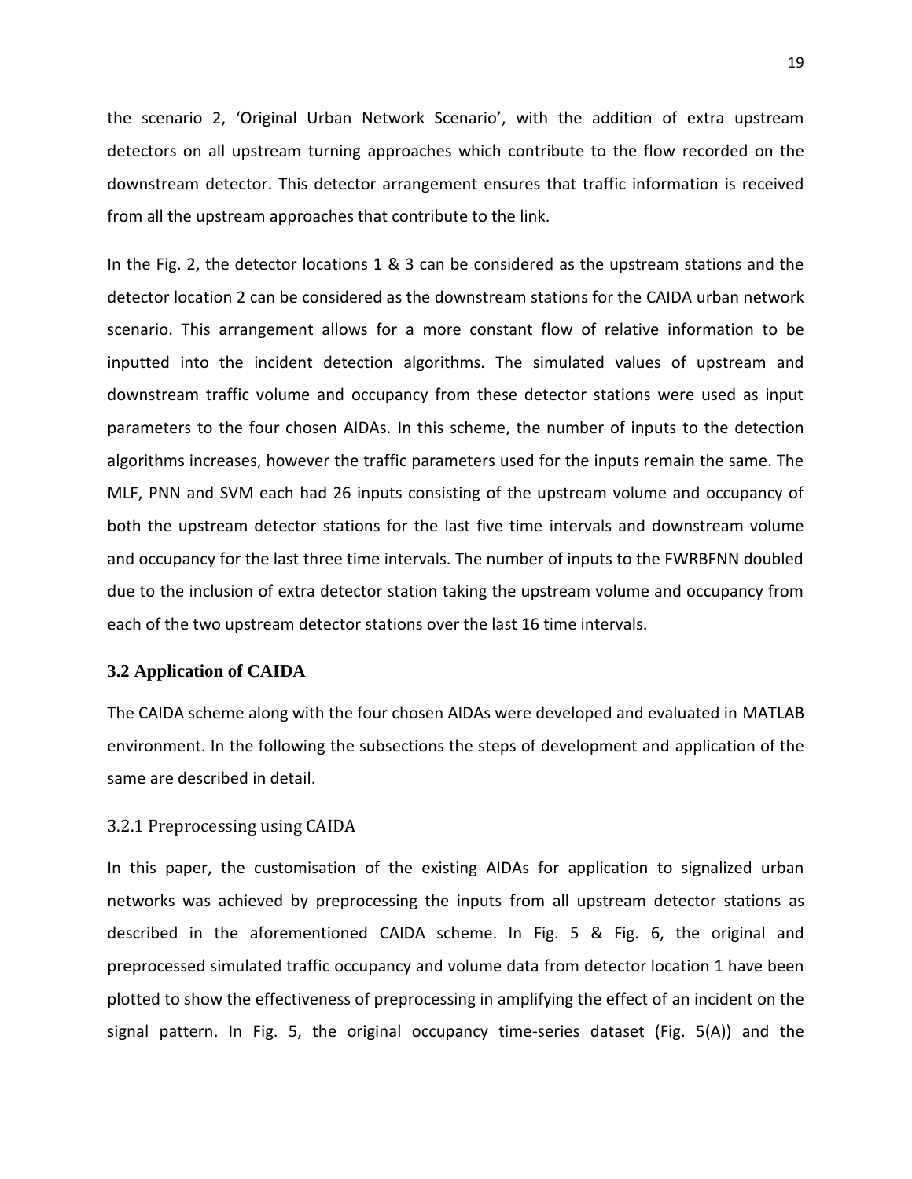the scenario 2, 'Original Urban Network Scenario', with the addition of extra upstream detectors on all upstream turning approaches which contribute to the flow recorded on the downstream detector. This detector arrangement ensures that traffic information is received from all the upstream approaches that contribute to the link.

In the Fig. 2, the detector locations 1 & 3 can be considered as the upstream stations and the detector location 2 can be considered as the downstream stations for the CAIDA urban network scenario. This arrangement allows for a more constant flow of relative information to be inputted into the incident detection algorithms. The simulated values of upstream and downstream traffic volume and occupancy from these detector stations were used as input parameters to the four chosen AIDAs. In this scheme, the number of inputs to the detection algorithms increases, however the traffic parameters used for the inputs remain the same. The MLF, PNN and SVM each had 26 inputs consisting of the upstream volume and occupancy of both the upstream detector stations for the last five time intervals and downstream volume and occupancy for the last three time intervals. The number of inputs to the FWRBFNN doubled due to the inclusion of extra detector station taking the upstream volume and occupancy from each of the two upstream detector stations over the last 16 time intervals.

## 3.2 Application of CAIDA

The CAIDA scheme along with the four chosen AIDAs were developed and evaluated in MATLAB environment. In the following the subsections the steps of development and application of the same are described in detail.

### 3.2.1 Preprocessing using CAIDA

In this paper, the customisation of the existing AIDAs for application to signalized urban networks was achieved by preprocessing the inputs from all upstream detector stations as described in the aforementioned CAIDA scheme. In Fig. 5 & Fig. 6, the original and preprocessed simulated traffic occupancy and volume data from detector location 1 have been plotted to show the effectiveness of preprocessing in amplifying the effect of an incident on the signal pattern. In Fig. 5, the original occupancy time-series dataset (Fig. 5(A)) and the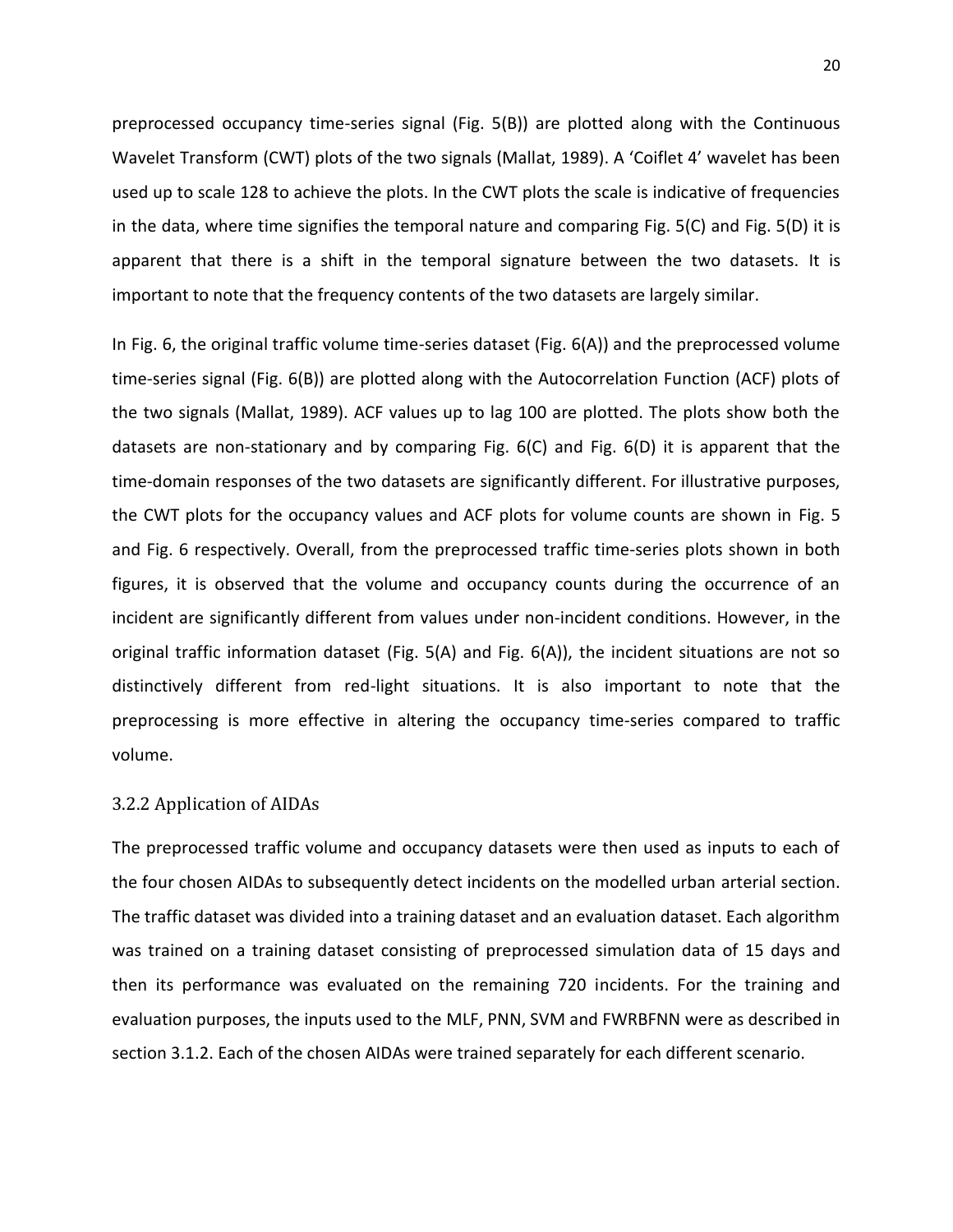preprocessed occupancy time-series signal (Fig. 5(B)) are plotted along with the Continuous Wavelet Transform (CWT) plots of the two signals (Mallat, 1989). A 'Coiflet 4' wavelet has been used up to scale 128 to achieve the plots. In the CWT plots the scale is indicative of frequencies in the data, where time signifies the temporal nature and comparing Fig. 5(C) and Fig. 5(D) it is apparent that there is a shift in the temporal signature between the two datasets. It is important to note that the frequency contents of the two datasets are largely similar.

In Fig. 6, the original traffic volume time-series dataset (Fig. 6(A)) and the preprocessed volume time-series signal (Fig. 6(B)) are plotted along with the Autocorrelation Function (ACF) plots of the two signals (Mallat, 1989). ACF values up to lag 100 are plotted. The plots show both the datasets are non-stationary and by comparing Fig. 6(C) and Fig. 6(D) it is apparent that the time-domain responses of the two datasets are significantly different. For illustrative purposes, the CWT plots for the occupancy values and ACF plots for volume counts are shown in Fig. 5 and Fig. 6 respectively. Overall, from the preprocessed traffic time-series plots shown in both figures, it is observed that the volume and occupancy counts during the occurrence of an incident are significantly different from values under non-incident conditions. However, in the original traffic information dataset (Fig. 5(A) and Fig. 6(A)), the incident situations are not so distinctively different from red-light situations. It is also important to note that the preprocessing is more effective in altering the occupancy time-series compared to traffic volume.

### 3.2.2 Application of AIDAs

The preprocessed traffic volume and occupancy datasets were then used as inputs to each of the four chosen AIDAs to subsequently detect incidents on the modelled urban arterial section. The traffic dataset was divided into a training dataset and an evaluation dataset. Each algorithm was trained on a training dataset consisting of preprocessed simulation data of 15 days and then its performance was evaluated on the remaining 720 incidents. For the training and evaluation purposes, the inputs used to the MLF, PNN, SVM and FWRBFNN were as described in section 3.1.2. Each of the chosen AIDAs were trained separately for each different scenario.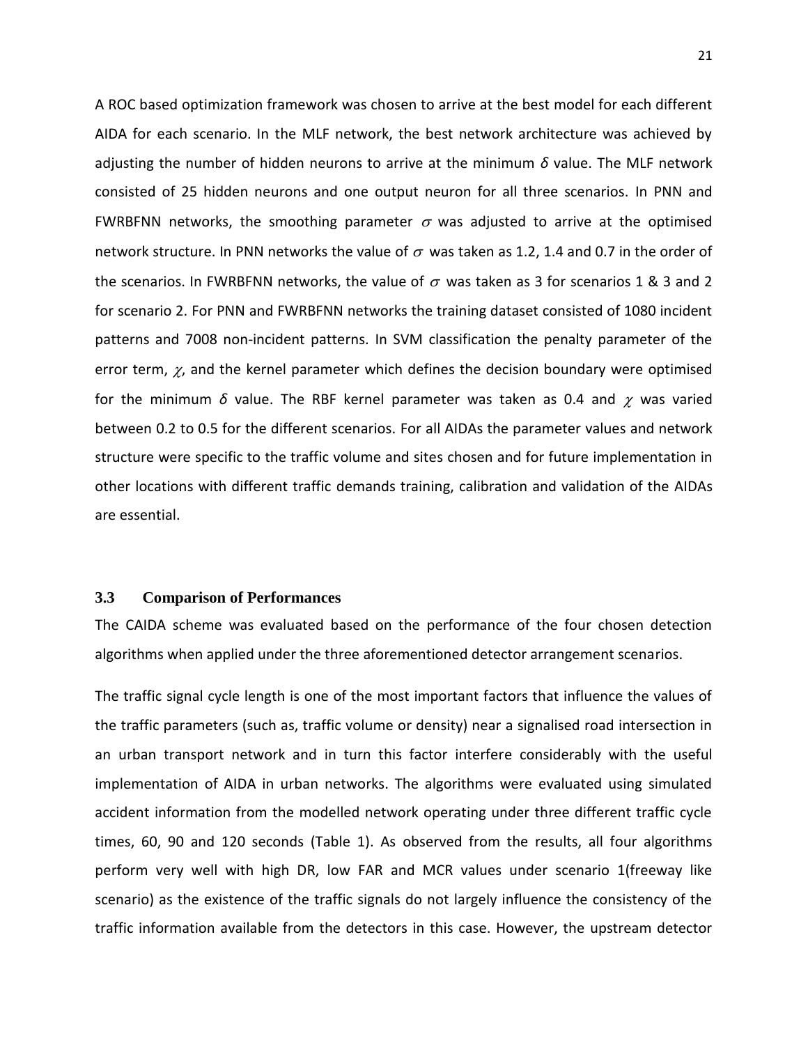A ROC based optimization framework was chosen to arrive at the best model for each different AIDA for each scenario. In the MLF network, the best network architecture was achieved by adjusting the number of hidden neurons to arrive at the minimum $\delta$ value. The MLF network consisted of 25 hidden neurons and one output neuron for all three scenarios. In PNN and FWRBFNN networks, the smoothing parameter $\sigma$ was adjusted to arrive at the optimised network structure. In PNN networks the value of $\sigma$ was taken as 1.2, 1.4 and 0.7 in the order of the scenarios. In FWRBFNN networks, the value of $\sigma$ was taken as 3 for scenarios 1 & 3 and 2 for scenario 2. For PNN and FWRBFNN networks the training dataset consisted of 1080 incident patterns and 7008 non-incident patterns. In SVM classification the penalty parameter of the error term, $\chi$, and the kernel parameter which defines the decision boundary were optimised for the minimum $\delta$ value. The RBF kernel parameter was taken as 0.4 and $\chi$ was varied between 0.2 to 0.5 for the different scenarios. For all AIDAs the parameter values and network structure were specific to the traffic volume and sites chosen and for future implementation in other locations with different traffic demands training, calibration and validation of the AIDAs are essential.

### 3.3 Comparison of Performances

The CAIDA scheme was evaluated based on the performance of the four chosen detection algorithms when applied under the three aforementioned detector arrangement scenarios.

The traffic signal cycle length is one of the most important factors that influence the values of the traffic parameters (such as, traffic volume or density) near a signalised road intersection in an urban transport network and in turn this factor interfere considerably with the useful implementation of AIDA in urban networks. The algorithms were evaluated using simulated accident information from the modelled network operating under three different traffic cycle times, 60, 90 and 120 seconds (Table 1). As observed from the results, all four algorithms perform very well with high DR, low FAR and MCR values under scenario 1(freeway like scenario) as the existence of the traffic signals do not largely influence the consistency of the traffic information available from the detectors in this case. However, the upstream detector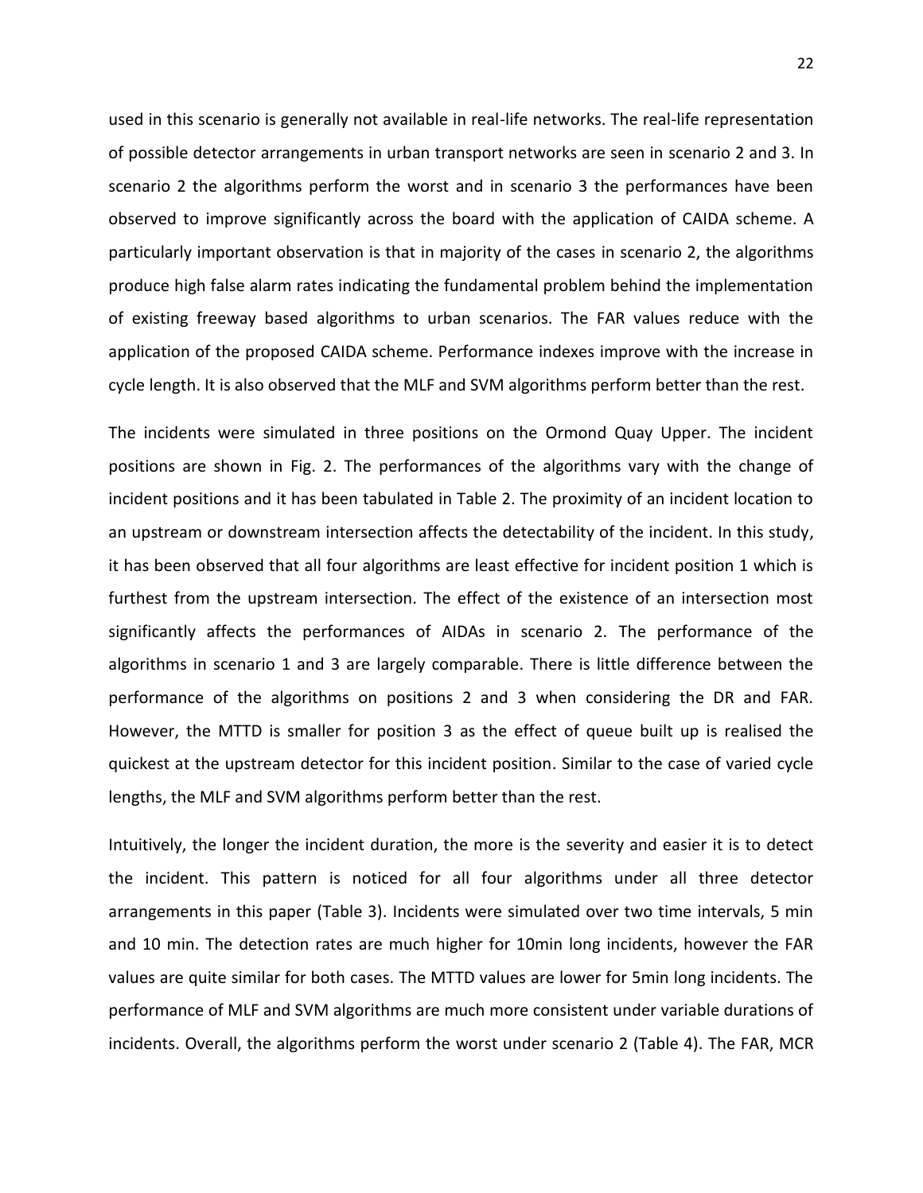used in this scenario is generally not available in real-life networks. The real-life representation of possible detector arrangements in urban transport networks are seen in scenario 2 and 3. In scenario 2 the algorithms perform the worst and in scenario 3 the performances have been observed to improve significantly across the board with the application of CAIDA scheme. A particularly important observation is that in majority of the cases in scenario 2, the algorithms produce high false alarm rates indicating the fundamental problem behind the implementation of existing freeway based algorithms to urban scenarios. The FAR values reduce with the application of the proposed CAIDA scheme. Performance indexes improve with the increase in cycle length. It is also observed that the MLF and SVM algorithms perform better than the rest.

The incidents were simulated in three positions on the Ormond Quay Upper. The incident positions are shown in Fig. 2. The performances of the algorithms vary with the change of incident positions and it has been tabulated in Table 2. The proximity of an incident location to an upstream or downstream intersection affects the detectability of the incident. In this study, it has been observed that all four algorithms are least effective for incident position 1 which is furthest from the upstream intersection. The effect of the existence of an intersection most significantly affects the performances of AIDAs in scenario 2. The performance of the algorithms in scenario 1 and 3 are largely comparable. There is little difference between the performance of the algorithms on positions 2 and 3 when considering the DR and FAR. However, the MTTD is smaller for position 3 as the effect of queue built up is realised the quickest at the upstream detector for this incident position. Similar to the case of varied cycle lengths, the MLF and SVM algorithms perform better than the rest.

Intuitively, the longer the incident duration, the more is the severity and easier it is to detect the incident. This pattern is noticed for all four algorithms under all three detector arrangements in this paper (Table 3). Incidents were simulated over two time intervals, 5 min and 10 min. The detection rates are much higher for 10min long incidents, however the FAR values are quite similar for both cases. The MTTD values are lower for 5min long incidents. The performance of MLF and SVM algorithms are much more consistent under variable durations of incidents. Overall, the algorithms perform the worst under scenario 2 (Table 4). The FAR, MCR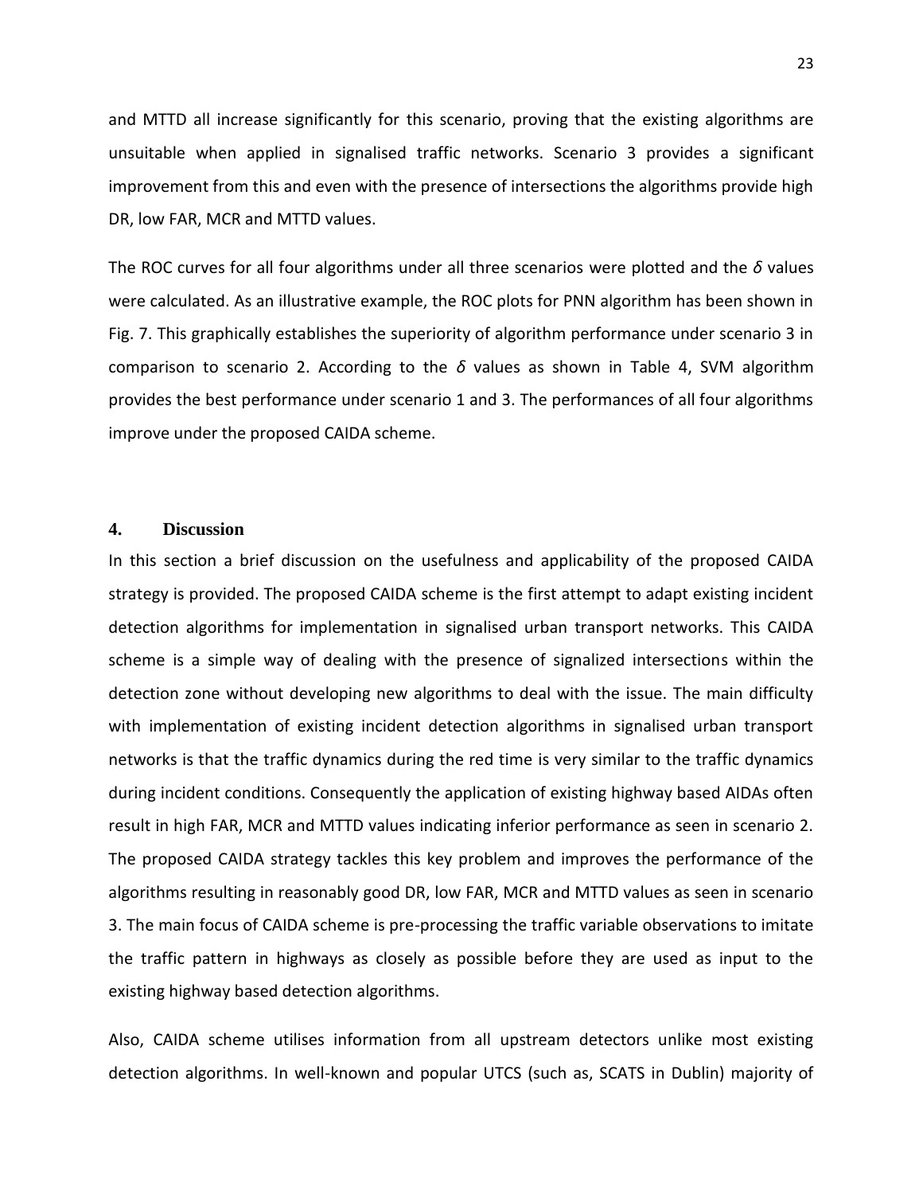and MTTD all increase significantly for this scenario, proving that the existing algorithms are unsuitable when applied in signalised traffic networks. Scenario 3 provides a significant improvement from this and even with the presence of intersections the algorithms provide high DR, low FAR, MCR and MTTD values.

The ROC curves for all four algorithms under all three scenarios were plotted and the $\delta$ values were calculated. As an illustrative example, the ROC plots for PNN algorithm has been shown in Fig. 7. This graphically establishes the superiority of algorithm performance under scenario 3 in comparison to scenario 2. According to the $\delta$ values as shown in Table 4, SVM algorithm provides the best performance under scenario 1 and 3. The performances of all four algorithms improve under the proposed CAIDA scheme.

## 4. Discussion

In this section a brief discussion on the usefulness and applicability of the proposed CAIDA strategy is provided. The proposed CAIDA scheme is the first attempt to adapt existing incident detection algorithms for implementation in signalised urban transport networks. This CAIDA scheme is a simple way of dealing with the presence of signalized intersections within the detection zone without developing new algorithms to deal with the issue. The main difficulty with implementation of existing incident detection algorithms in signalised urban transport networks is that the traffic dynamics during the red time is very similar to the traffic dynamics during incident conditions. Consequently the application of existing highway based AIDAs often result in high FAR, MCR and MTTD values indicating inferior performance as seen in scenario 2. The proposed CAIDA strategy tackles this key problem and improves the performance of the algorithms resulting in reasonably good DR, low FAR, MCR and MTTD values as seen in scenario 3. The main focus of CAIDA scheme is pre-processing the traffic variable observations to imitate the traffic pattern in highways as closely as possible before they are used as input to the existing highway based detection algorithms.

Also, CAIDA scheme utilises information from all upstream detectors unlike most existing detection algorithms. In well-known and popular UTCS (such as, SCATS in Dublin) majority of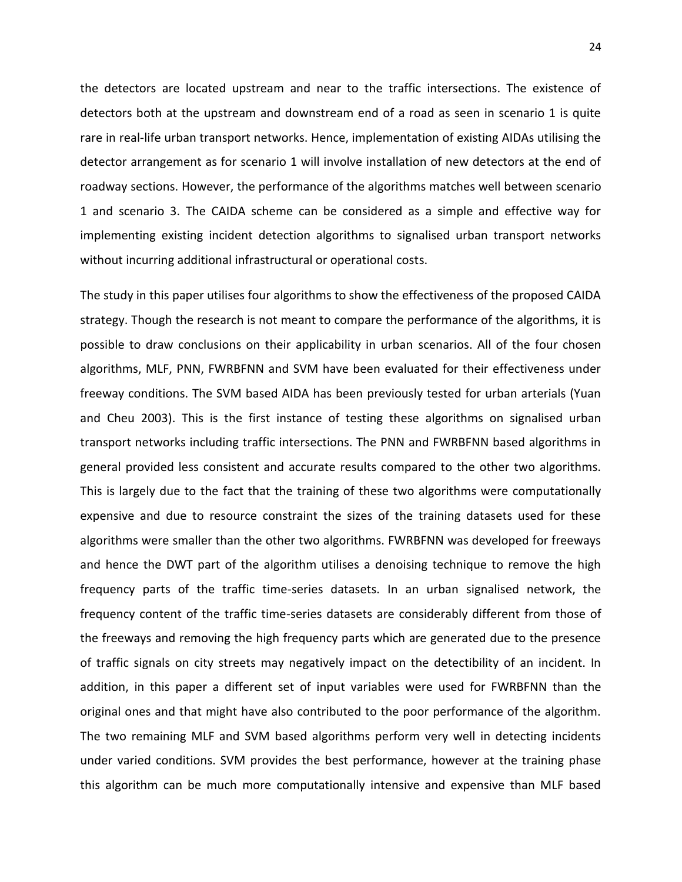the detectors are located upstream and near to the traffic intersections. The existence of detectors both at the upstream and downstream end of a road as seen in scenario 1 is quite rare in real-life urban transport networks. Hence, implementation of existing AIDAs utilising the detector arrangement as for scenario 1 will involve installation of new detectors at the end of roadway sections. However, the performance of the algorithms matches well between scenario 1 and scenario 3. The CAIDA scheme can be considered as a simple and effective way for implementing existing incident detection algorithms to signalised urban transport networks without incurring additional infrastructural or operational costs.

The study in this paper utilises four algorithms to show the effectiveness of the proposed CAIDA strategy. Though the research is not meant to compare the performance of the algorithms, it is possible to draw conclusions on their applicability in urban scenarios. All of the four chosen algorithms, MLF, PNN, FWRBFNN and SVM have been evaluated for their effectiveness under freeway conditions. The SVM based AIDA has been previously tested for urban arterials (Yuan and Cheu 2003). This is the first instance of testing these algorithms on signalised urban transport networks including traffic intersections. The PNN and FWRBFNN based algorithms in general provided less consistent and accurate results compared to the other two algorithms. This is largely due to the fact that the training of these two algorithms were computationally expensive and due to resource constraint the sizes of the training datasets used for these algorithms were smaller than the other two algorithms. FWRBFNN was developed for freeways and hence the DWT part of the algorithm utilises a denoising technique to remove the high frequency parts of the traffic time-series datasets. In an urban signalised network, the frequency content of the traffic time-series datasets are considerably different from those of the freeways and removing the high frequency parts which are generated due to the presence of traffic signals on city streets may negatively impact on the detectibility of an incident. In addition, in this paper a different set of input variables were used for FWRBFNN than the original ones and that might have also contributed to the poor performance of the algorithm. The two remaining MLF and SVM based algorithms perform very well in detecting incidents under varied conditions. SVM provides the best performance, however at the training phase this algorithm can be much more computationally intensive and expensive than MLF based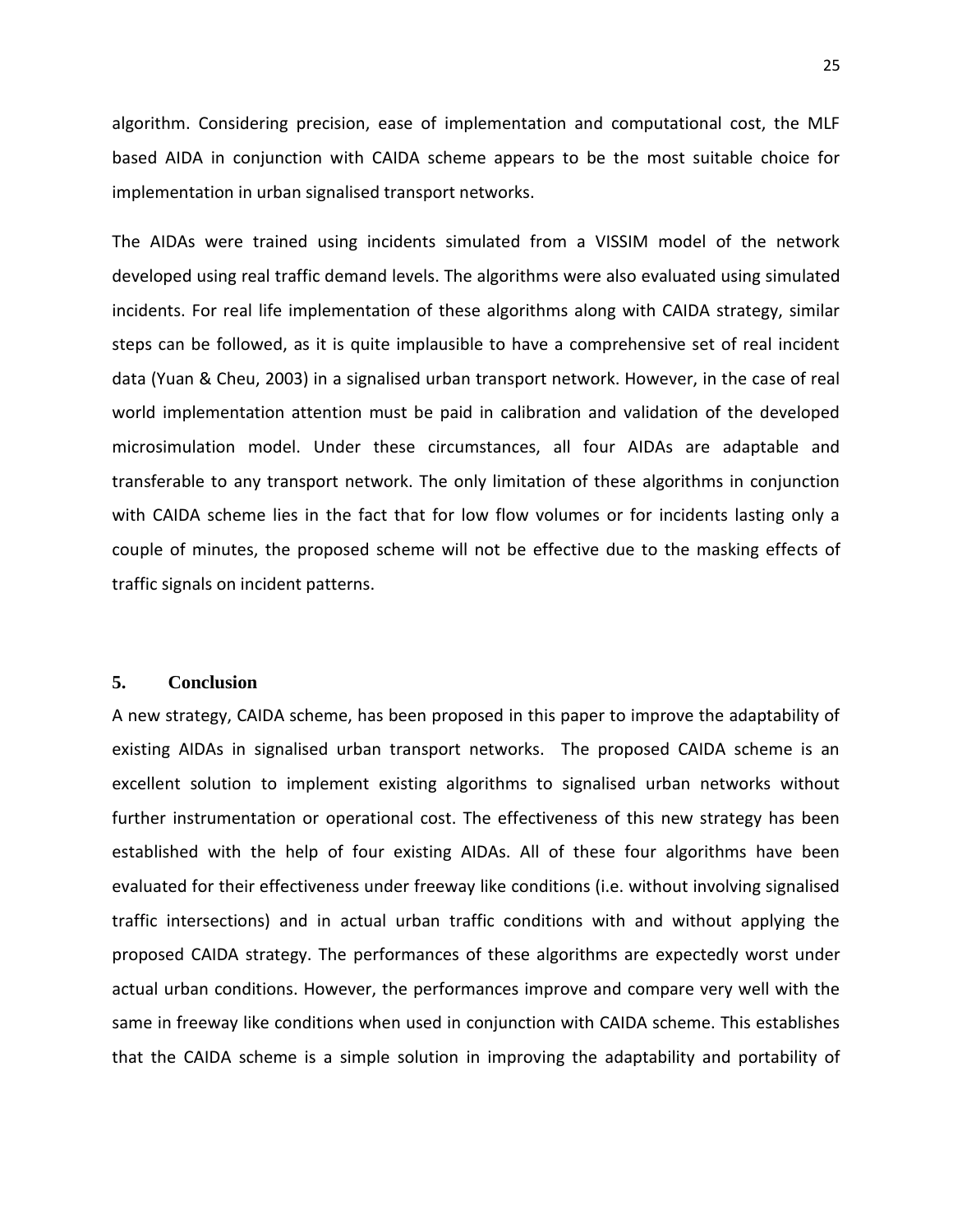algorithm. Considering precision, ease of implementation and computational cost, the MLF based AIDA in conjunction with CAIDA scheme appears to be the most suitable choice for implementation in urban signalised transport networks.

The AIDAs were trained using incidents simulated from a VISSIM model of the network developed using real traffic demand levels. The algorithms were also evaluated using simulated incidents. For real life implementation of these algorithms along with CAIDA strategy, similar steps can be followed, as it is quite implausible to have a comprehensive set of real incident data (Yuan & Cheu, 2003) in a signalised urban transport network. However, in the case of real world implementation attention must be paid in calibration and validation of the developed microsimulation model. Under these circumstances, all four AIDAs are adaptable and transferable to any transport network. The only limitation of these algorithms in conjunction with CAIDA scheme lies in the fact that for low flow volumes or for incidents lasting only a couple of minutes, the proposed scheme will not be effective due to the masking effects of traffic signals on incident patterns.

## 5. Conclusion

A new strategy, CAIDA scheme, has been proposed in this paper to improve the adaptability of existing AIDAs in signalised urban transport networks. The proposed CAIDA scheme is an excellent solution to implement existing algorithms to signalised urban networks without further instrumentation or operational cost. The effectiveness of this new strategy has been established with the help of four existing AIDAs. All of these four algorithms have been evaluated for their effectiveness under freeway like conditions (i.e. without involving signalised traffic intersections) and in actual urban traffic conditions with and without applying the proposed CAIDA strategy. The performances of these algorithms are expectedly worst under actual urban conditions. However, the performances improve and compare very well with the same in freeway like conditions when used in conjunction with CAIDA scheme. This establishes that the CAIDA scheme is a simple solution in improving the adaptability and portability of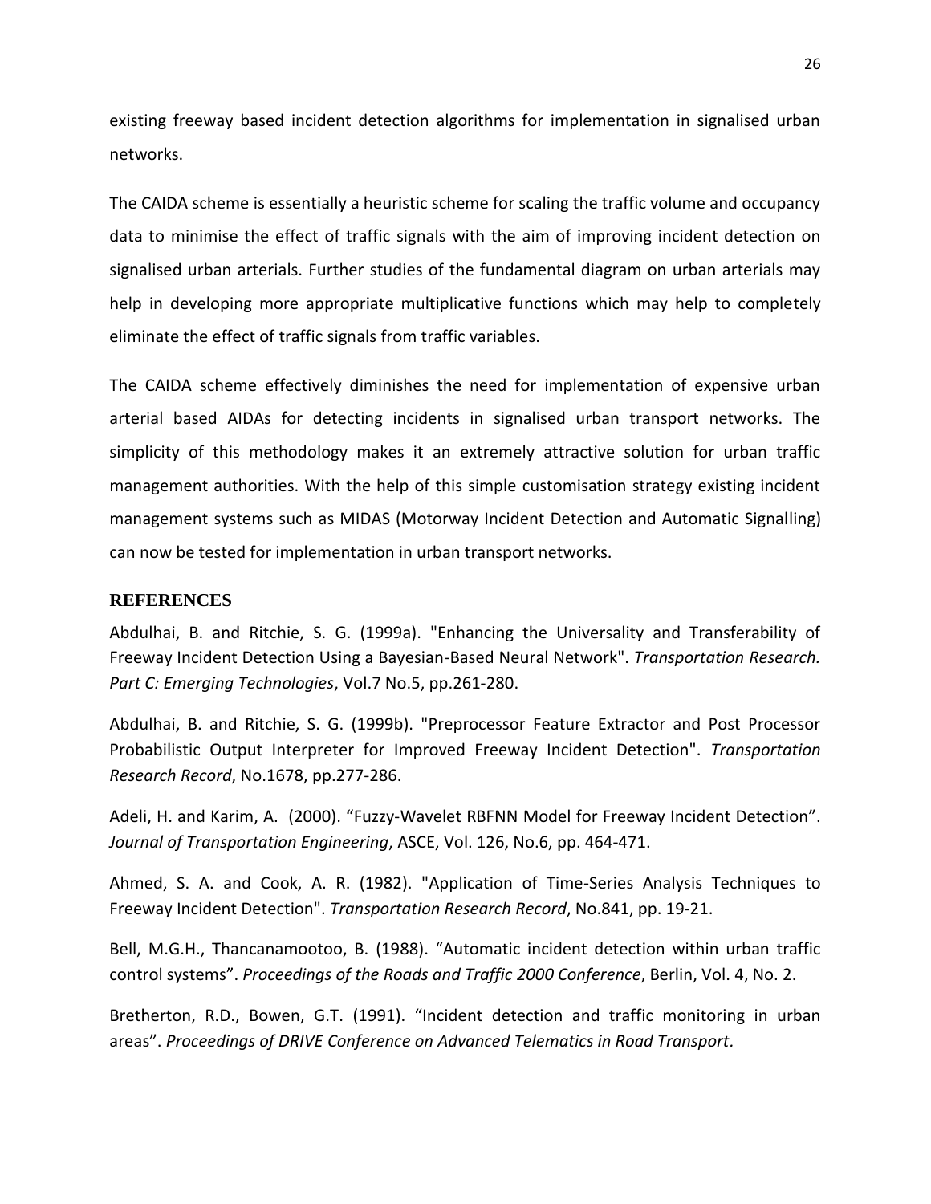existing freeway based incident detection algorithms for implementation in signalised urban networks.

The CAIDA scheme is essentially a heuristic scheme for scaling the traffic volume and occupancy data to minimise the effect of traffic signals with the aim of improving incident detection on signalised urban arterials. Further studies of the fundamental diagram on urban arterials may help in developing more appropriate multiplicative functions which may help to completely eliminate the effect of traffic signals from traffic variables.

The CAIDA scheme effectively diminishes the need for implementation of expensive urban arterial based AIDAs for detecting incidents in signalised urban transport networks. The simplicity of this methodology makes it an extremely attractive solution for urban traffic management authorities. With the help of this simple customisation strategy existing incident management systems such as MIDAS (Motorway Incident Detection and Automatic Signalling) can now be tested for implementation in urban transport networks.

## REFERENCES

Abdulhai, B. and Ritchie, S. G. (1999a). "Enhancing the Universality and Transferability of Freeway Incident Detection Using a Bayesian-Based Neural Network". *Transportation Research. Part C: Emerging Technologies*, Vol.7 No.5, pp.261-280.

Abdulhai, B. and Ritchie, S. G. (1999b). "Preprocessor Feature Extractor and Post Processor Probabilistic Output Interpreter for Improved Freeway Incident Detection". *Transportation Research Record*, No.1678, pp.277-286.

Adeli, H. and Karim, A. (2000). "Fuzzy-Wavelet RBFNN Model for Freeway Incident Detection". *Journal of Transportation Engineering*, ASCE, Vol. 126, No.6, pp. 464-471.

Ahmed, S. A. and Cook, A. R. (1982). "Application of Time-Series Analysis Techniques to Freeway Incident Detection". *Transportation Research Record*, No.841, pp. 19-21.

Bell, M.G.H., Thancanamootoo, B. (1988). "Automatic incident detection within urban traffic control systems". *Proceedings of the Roads and Traffic 2000 Conference*, Berlin, Vol. 4, No. 2.

Bretherton, R.D., Bowen, G.T. (1991). "Incident detection and traffic monitoring in urban areas". *Proceedings of DRIVE Conference on Advanced Telematics in Road Transport.*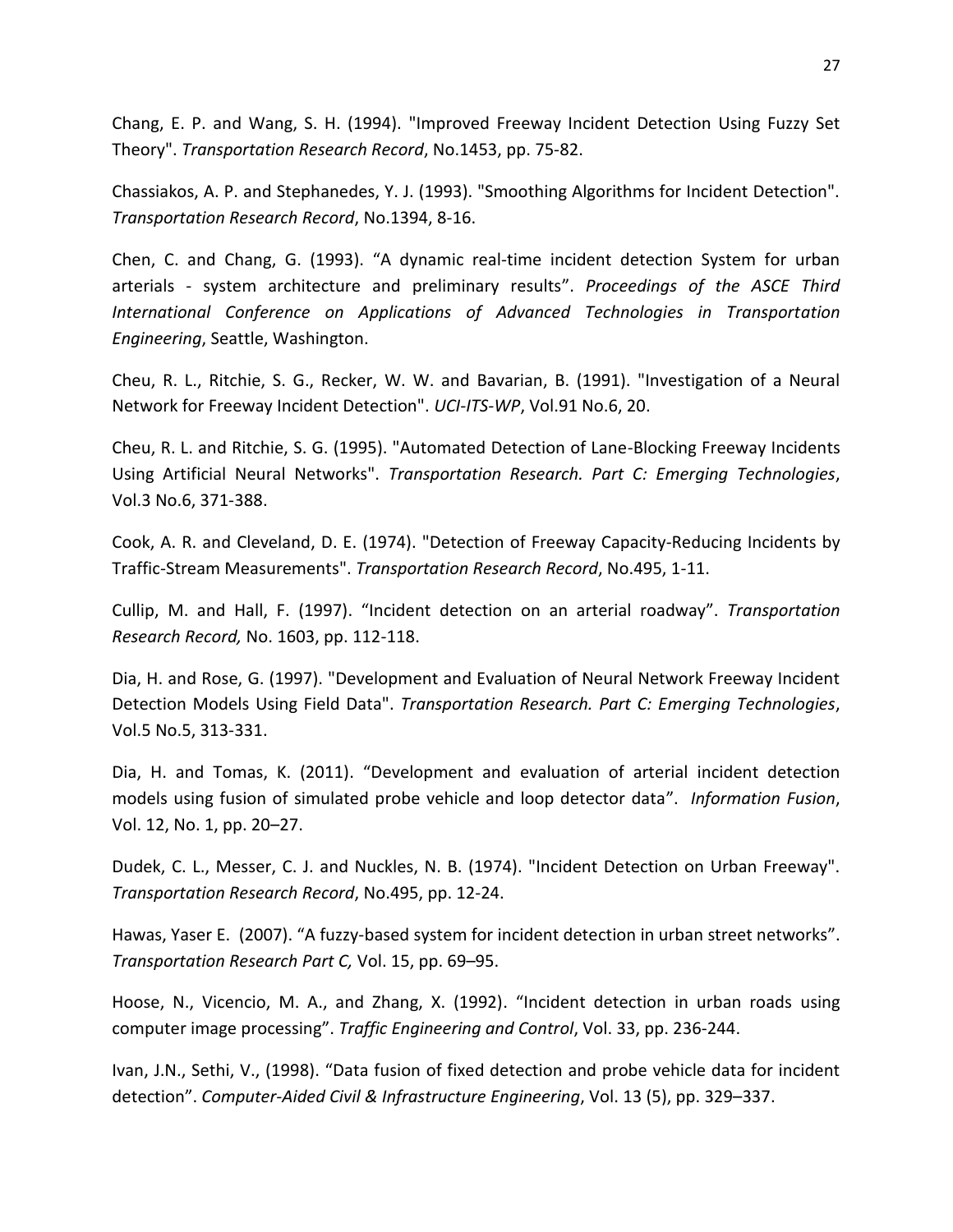Chang, E. P. and Wang, S. H. (1994). "Improved Freeway Incident Detection Using Fuzzy Set Theory". *Transportation Research Record*, No.1453, pp. 75-82.

Chassiakos, A. P. and Stephanedes, Y. J. (1993). "Smoothing Algorithms for Incident Detection". *Transportation Research Record*, No.1394, 8-16.

Chen, C. and Chang, G. (1993). "A dynamic real-time incident detection System for urban arterials - system architecture and preliminary results". *Proceedings of the ASCE Third International Conference on Applications of Advanced Technologies in Transportation Engineering*, Seattle, Washington.

Cheu, R. L., Ritchie, S. G., Recker, W. W. and Bavarian, B. (1991). "Investigation of a Neural Network for Freeway Incident Detection". *UCI-ITS-WP*, Vol.91 No.6, 20.

Cheu, R. L. and Ritchie, S. G. (1995). "Automated Detection of Lane-Blocking Freeway Incidents Using Artificial Neural Networks". *Transportation Research. Part C: Emerging Technologies*, Vol.3 No.6, 371-388.

Cook, A. R. and Cleveland, D. E. (1974). "Detection of Freeway Capacity-Reducing Incidents by Traffic-Stream Measurements". *Transportation Research Record*, No.495, 1-11.

Cullip, M. and Hall, F. (1997). "Incident detection on an arterial roadway". *Transportation Research Record,* No. 1603, pp. 112-118.

Dia, H. and Rose, G. (1997). "Development and Evaluation of Neural Network Freeway Incident Detection Models Using Field Data". *Transportation Research. Part C: Emerging Technologies*, Vol.5 No.5, 313-331.

Dia, H. and Tomas, K. (2011). "Development and evaluation of arterial incident detection models using fusion of simulated probe vehicle and loop detector data". *Information Fusion*, Vol. 12, No. 1, pp. 20–27.

Dudek, C. L., Messer, C. J. and Nuckles, N. B. (1974). "Incident Detection on Urban Freeway". *Transportation Research Record*, No.495, pp. 12-24.

Hawas, Yaser E. (2007). "A fuzzy-based system for incident detection in urban street networks". *Transportation Research Part C,* Vol. 15, pp. 69–95.

Hoose, N., Vicencio, M. A., and Zhang, X. (1992). "Incident detection in urban roads using computer image processing". *Traffic Engineering and Control*, Vol. 33, pp. 236-244.

Ivan, J.N., Sethi, V., (1998). "Data fusion of fixed detection and probe vehicle data for incident detection". *Computer-Aided Civil & Infrastructure Engineering*, Vol. 13 (5), pp. 329–337.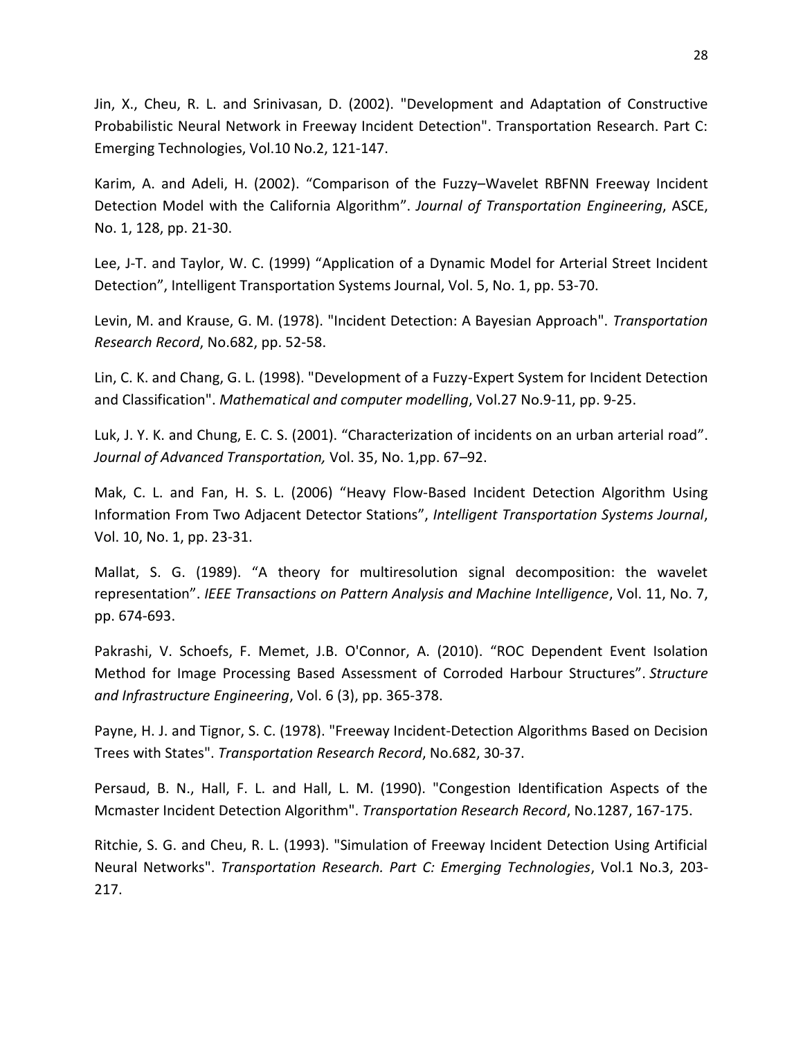Jin, X., Cheu, R. L. and Srinivasan, D. (2002). "Development and Adaptation of Constructive Probabilistic Neural Network in Freeway Incident Detection". Transportation Research. Part C: Emerging Technologies, Vol.10 No.2, 121-147.

Karim, A. and Adeli, H. (2002). "Comparison of the Fuzzy–Wavelet RBFNN Freeway Incident Detection Model with the California Algorithm". *Journal of Transportation Engineering*, ASCE, No. 1, 128, pp. 21-30.

Lee, J-T. and Taylor, W. C. (1999) "Application of a Dynamic Model for Arterial Street Incident Detection", Intelligent Transportation Systems Journal, Vol. 5, No. 1, pp. 53-70.

Levin, M. and Krause, G. M. (1978). "Incident Detection: A Bayesian Approach". *Transportation Research Record*, No.682, pp. 52-58.

Lin, C. K. and Chang, G. L. (1998). "Development of a Fuzzy-Expert System for Incident Detection and Classification". *Mathematical and computer modelling*, Vol.27 No.9-11, pp. 9-25.

Luk, J. Y. K. and Chung, E. C. S. (2001). "Characterization of incidents on an urban arterial road". *Journal of Advanced Transportation,* Vol. 35, No. 1,pp. 67–92.

Mak, C. L. and Fan, H. S. L. (2006) "Heavy Flow-Based Incident Detection Algorithm Using Information From Two Adjacent Detector Stations", *Intelligent Transportation Systems Journal*, Vol. 10, No. 1, pp. 23-31.

Mallat, S. G. (1989). "A theory for multiresolution signal decomposition: the wavelet representation". *IEEE Transactions on Pattern Analysis and Machine Intelligence*, Vol. 11, No. 7, pp. 674-693.

Pakrashi, V. Schoefs, F. Memet, J.B. O'Connor, A. (2010). "ROC Dependent Event Isolation Method for Image Processing Based Assessment of Corroded Harbour Structures". *Structure and Infrastructure Engineering*, Vol. 6 (3), pp. 365-378.

Payne, H. J. and Tignor, S. C. (1978). "Freeway Incident-Detection Algorithms Based on Decision Trees with States". *Transportation Research Record*, No.682, 30-37.

Persaud, B. N., Hall, F. L. and Hall, L. M. (1990). "Congestion Identification Aspects of the Mcmaster Incident Detection Algorithm". *Transportation Research Record*, No.1287, 167-175.

Ritchie, S. G. and Cheu, R. L. (1993). "Simulation of Freeway Incident Detection Using Artificial Neural Networks". *Transportation Research. Part C: Emerging Technologies*, Vol.1 No.3, 203-217.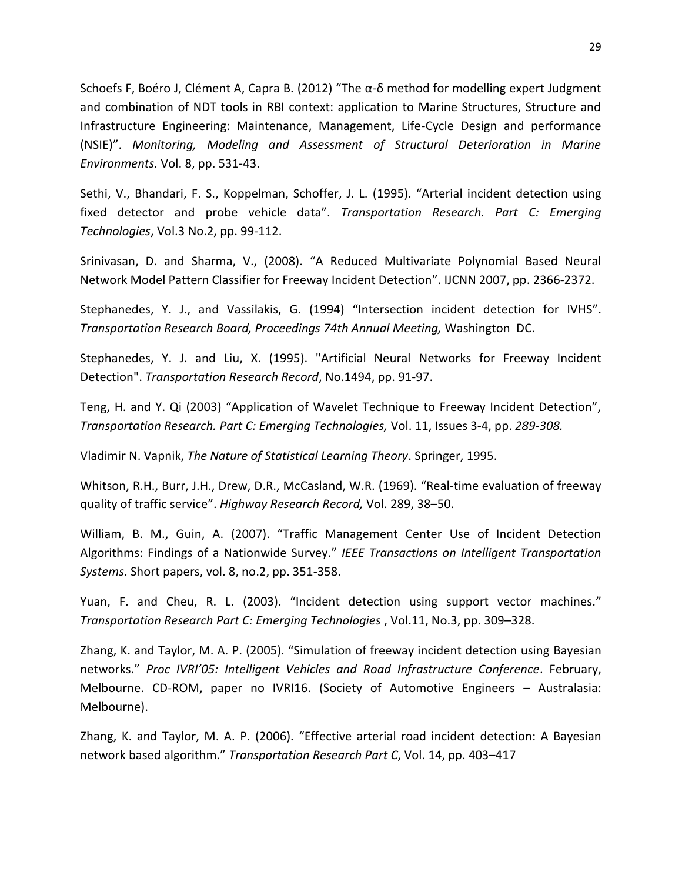Schoefs F, Boéro J, Clément A, Capra B. (2012) “The α-δ method for modelling expert Judgment and combination of NDT tools in RBI context: application to Marine Structures, Structure and Infrastructure Engineering: Maintenance, Management, Life-Cycle Design and performance (NSIE)”. *Monitoring, Modeling and Assessment of Structural Deterioration in Marine Environments.* Vol. 8, pp. 531-43.

Sethi, V., Bhandari, F. S., Koppelman, Schoffer, J. L. (1995). “Arterial incident detection using fixed detector and probe vehicle data”. *Transportation Research. Part C: Emerging Technologies*, Vol.3 No.2, pp. 99-112.

Srinivasan, D. and Sharma, V., (2008). “A Reduced Multivariate Polynomial Based Neural Network Model Pattern Classifier for Freeway Incident Detection”. IJCNN 2007, pp. 2366-2372.

Stephanedes, Y. J., and Vassilakis, G. (1994) “Intersection incident detection for IVHS”. *Transportation Research Board, Proceedings 74th Annual Meeting,* Washington DC.

Stephanedes, Y. J. and Liu, X. (1995). "Artificial Neural Networks for Freeway Incident Detection". *Transportation Research Record*, No.1494, pp. 91-97.

Teng, H. and Y. Qi (2003) “Application of Wavelet Technique to Freeway Incident Detection”, *Transportation Research. Part C: Emerging Technologies,* Vol. 11, Issues 3-4, pp. *289-308.*

Vladimir N. Vapnik, *The Nature of Statistical Learning Theory*. Springer, 1995.

Whitson, R.H., Burr, J.H., Drew, D.R., McCasland, W.R. (1969). “Real-time evaluation of freeway quality of traffic service”. *Highway Research Record,* Vol. 289, 38–50.

William, B. M., Guin, A. (2007). “Traffic Management Center Use of Incident Detection Algorithms: Findings of a Nationwide Survey.” *IEEE Transactions on Intelligent Transportation Systems*. Short papers, vol. 8, no.2, pp. 351-358.

Yuan, F. and Cheu, R. L. (2003). “Incident detection using support vector machines.” *Transportation Research Part C: Emerging Technologies* , Vol.11, No.3, pp. 309–328.

Zhang, K. and Taylor, M. A. P. (2005). “Simulation of freeway incident detection using Bayesian networks.” *Proc IVRI'05: Intelligent Vehicles and Road Infrastructure Conference*. February, Melbourne. CD-ROM, paper no IVRI16. (Society of Automotive Engineers – Australasia: Melbourne).

Zhang, K. and Taylor, M. A. P. (2006). “Effective arterial road incident detection: A Bayesian network based algorithm.” *Transportation Research Part C*, Vol. 14, pp. 403–417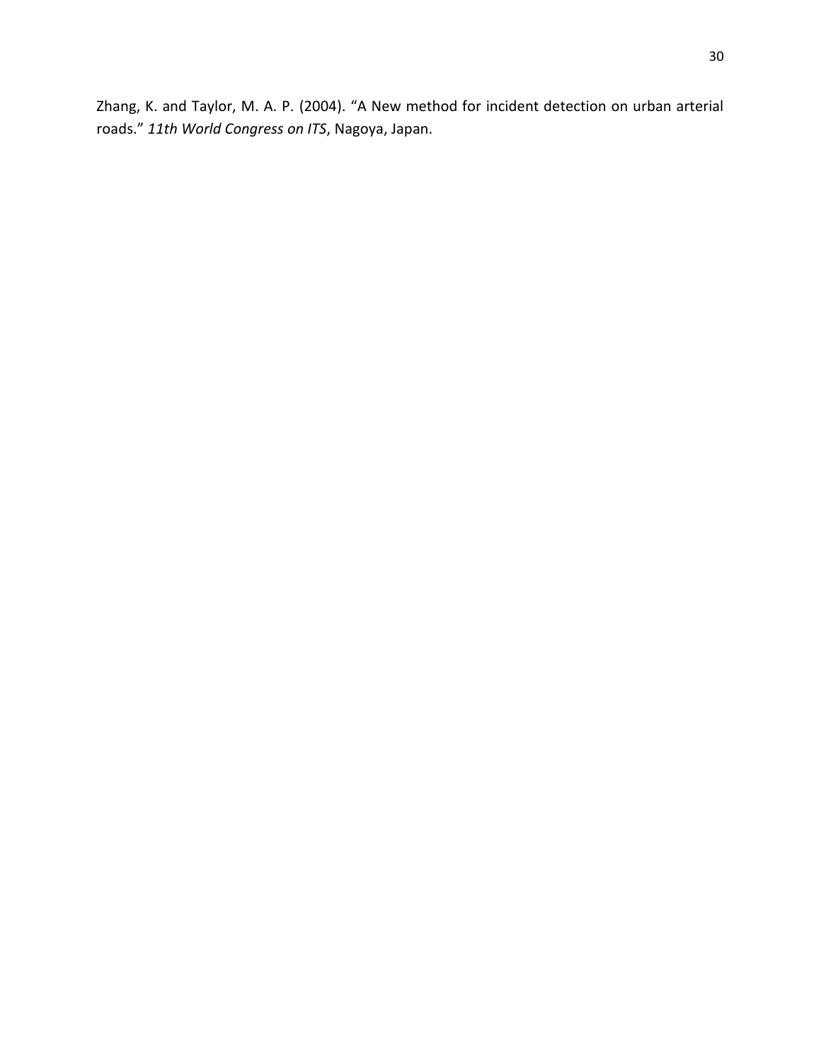Zhang, K. and Taylor, M. A. P. (2004). “A New method for incident detection on urban arterial roads.” *11th World Congress on ITS*, Nagoya, Japan.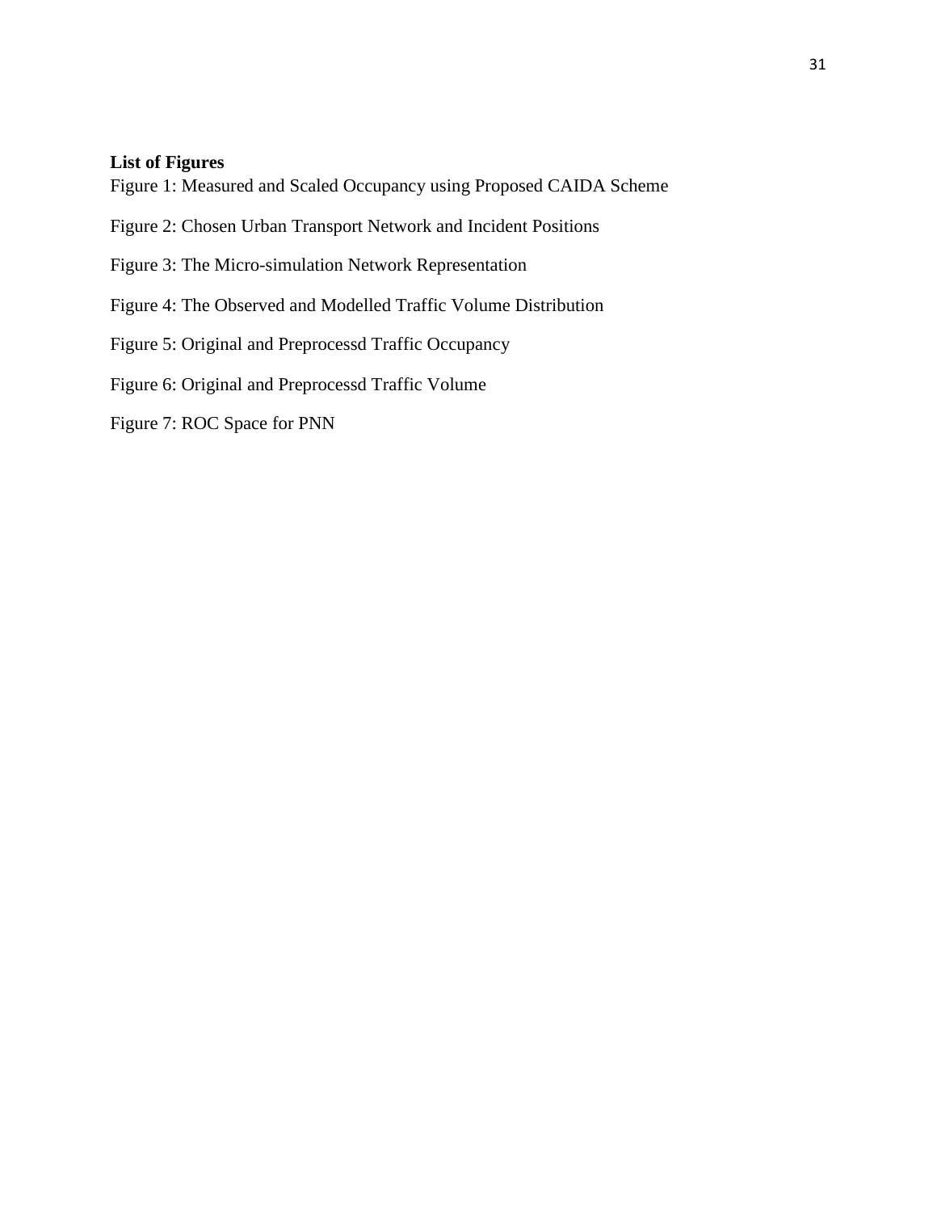**List of Figures**

Figure 1: Measured and Scaled Occupancy using Proposed CAIDA Scheme

Figure 2: Chosen Urban Transport Network and Incident Positions

Figure 3: The Micro-simulation Network Representation

Figure 4: The Observed and Modelled Traffic Volume Distribution

Figure 5: Original and Preprocessd Traffic Occupancy

Figure 6: Original and Preprocessd Traffic Volume

Figure 7: ROC Space for PNN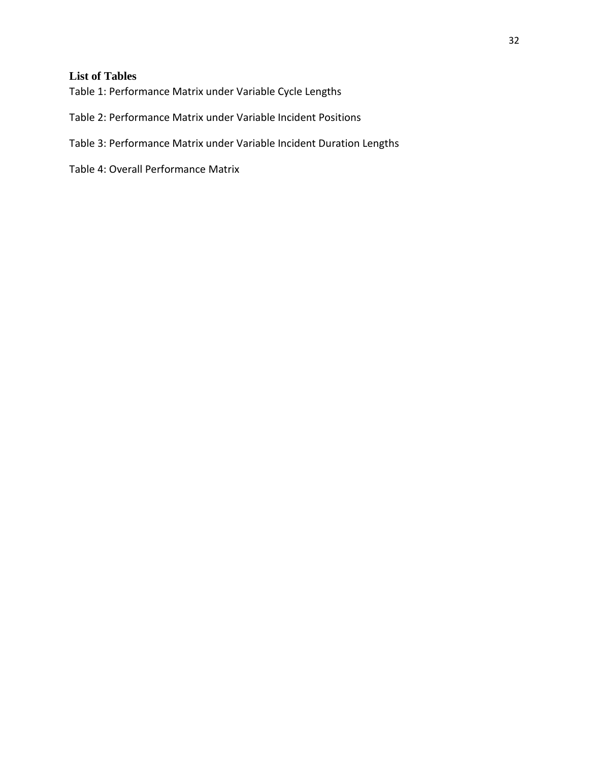## List of Tables

Table 1: Performance Matrix under Variable Cycle Lengths

Table 2: Performance Matrix under Variable Incident Positions

Table 3: Performance Matrix under Variable Incident Duration Lengths

Table 4: Overall Performance Matrix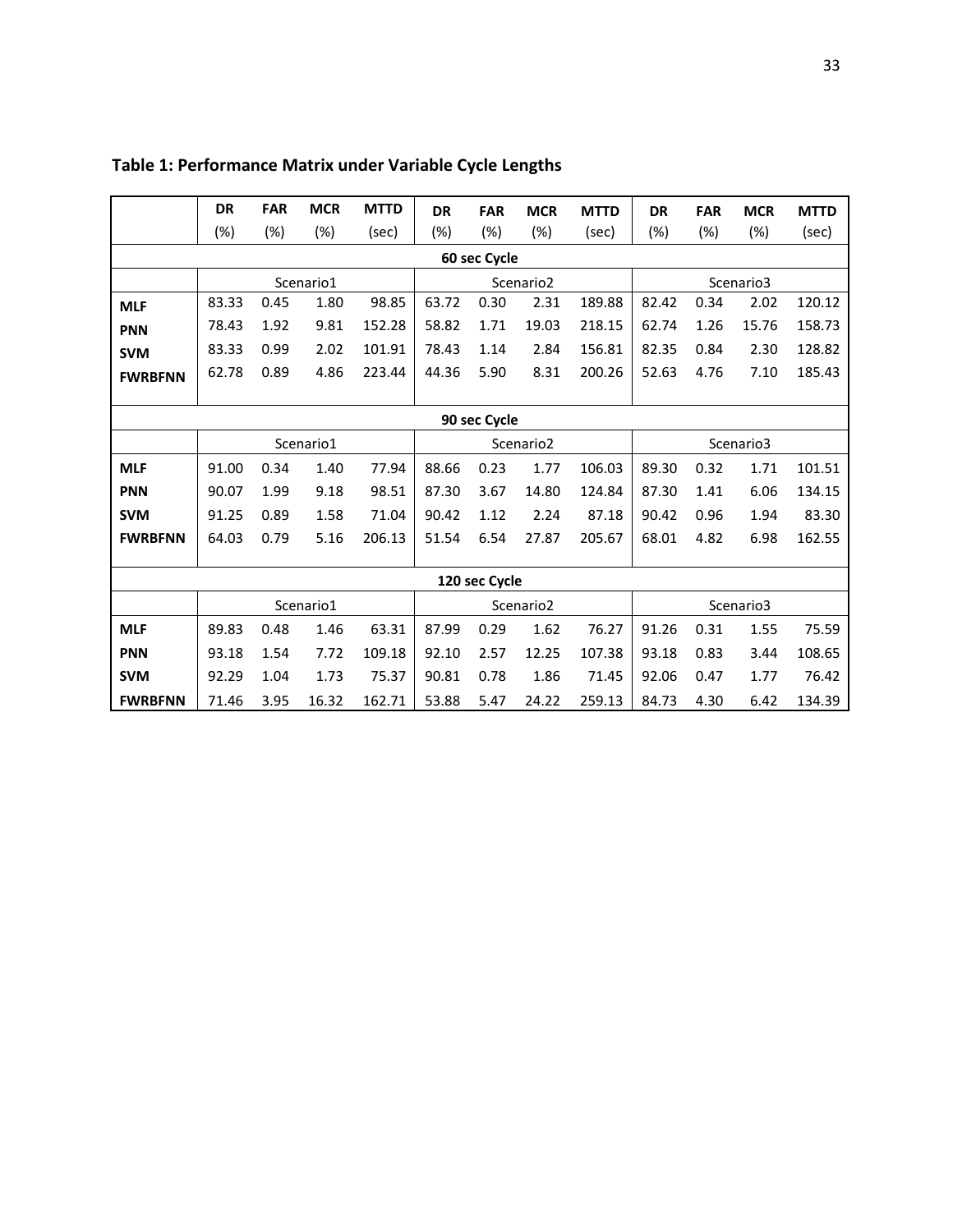**Table 1: Performance Matrix under Variable Cycle Lengths**

| | DR (%) | FAR (%) | MCR (%) | MTTD (sec) | DR (%) | FAR (%) | MCR (%) | MTTD (sec) | DR (%) | FAR (%) | MCR (%) | MTTD (sec) |
|---|---|---|---|---|---|---|---|---|---|---|---|---|
| **60 sec Cycle** | | | | | | | | | | | | |
| | Scenario1 | | | | Scenario2 | | | | Scenario3 | | | |
| **MLF** | 83.33 | 0.45 | 1.80 | 98.85 | 63.72 | 0.30 | 2.31 | 189.88 | 82.42 | 0.34 | 2.02 | 120.12 |
| **PNN** | 78.43 | 1.92 | 9.81 | 152.28 | 58.82 | 1.71 | 19.03 | 218.15 | 62.74 | 1.26 | 15.76 | 158.73 |
| **SVM** | 83.33 | 0.99 | 2.02 | 101.91 | 78.43 | 1.14 | 2.84 | 156.81 | 82.35 | 0.84 | 2.30 | 128.82 |
| **FWRBFNN** | 62.78 | 0.89 | 4.86 | 223.44 | 44.36 | 5.90 | 8.31 | 200.26 | 52.63 | 4.76 | 7.10 | 185.43 |
| **90 sec Cycle** | | | | | | | | | | | | |
| | Scenario1 | | | | Scenario2 | | | | Scenario3 | | | |
| **MLF** | 91.00 | 0.34 | 1.40 | 77.94 | 88.66 | 0.23 | 1.77 | 106.03 | 89.30 | 0.32 | 1.71 | 101.51 |
| **PNN** | 90.07 | 1.99 | 9.18 | 98.51 | 87.30 | 3.67 | 14.80 | 124.84 | 87.30 | 1.41 | 6.06 | 134.15 |
| **SVM** | 91.25 | 0.89 | 1.58 | 71.04 | 90.42 | 1.12 | 2.24 | 87.18 | 90.42 | 0.96 | 1.94 | 83.30 |
| **FWRBFNN** | 64.03 | 0.79 | 5.16 | 206.13 | 51.54 | 6.54 | 27.87 | 205.67 | 68.01 | 4.82 | 6.98 | 162.55 |
| **120 sec Cycle** | | | | | | | | | | | | |
| | Scenario1 | | | | Scenario2 | | | | Scenario3 | | | |
| **MLF** | 89.83 | 0.48 | 1.46 | 63.31 | 87.99 | 0.29 | 1.62 | 76.27 | 91.26 | 0.31 | 1.55 | 75.59 |
| **PNN** | 93.18 | 1.54 | 7.72 | 109.18 | 92.10 | 2.57 | 12.25 | 107.38 | 93.18 | 0.83 | 3.44 | 108.65 |
| **SVM** | 92.29 | 1.04 | 1.73 | 75.37 | 90.81 | 0.78 | 1.86 | 71.45 | 92.06 | 0.47 | 1.77 | 76.42 |
| **FWRBFNN** | 71.46 | 3.95 | 16.32 | 162.71 | 53.88 | 5.47 | 24.22 | 259.13 | 84.73 | 4.30 | 6.42 | 134.39 |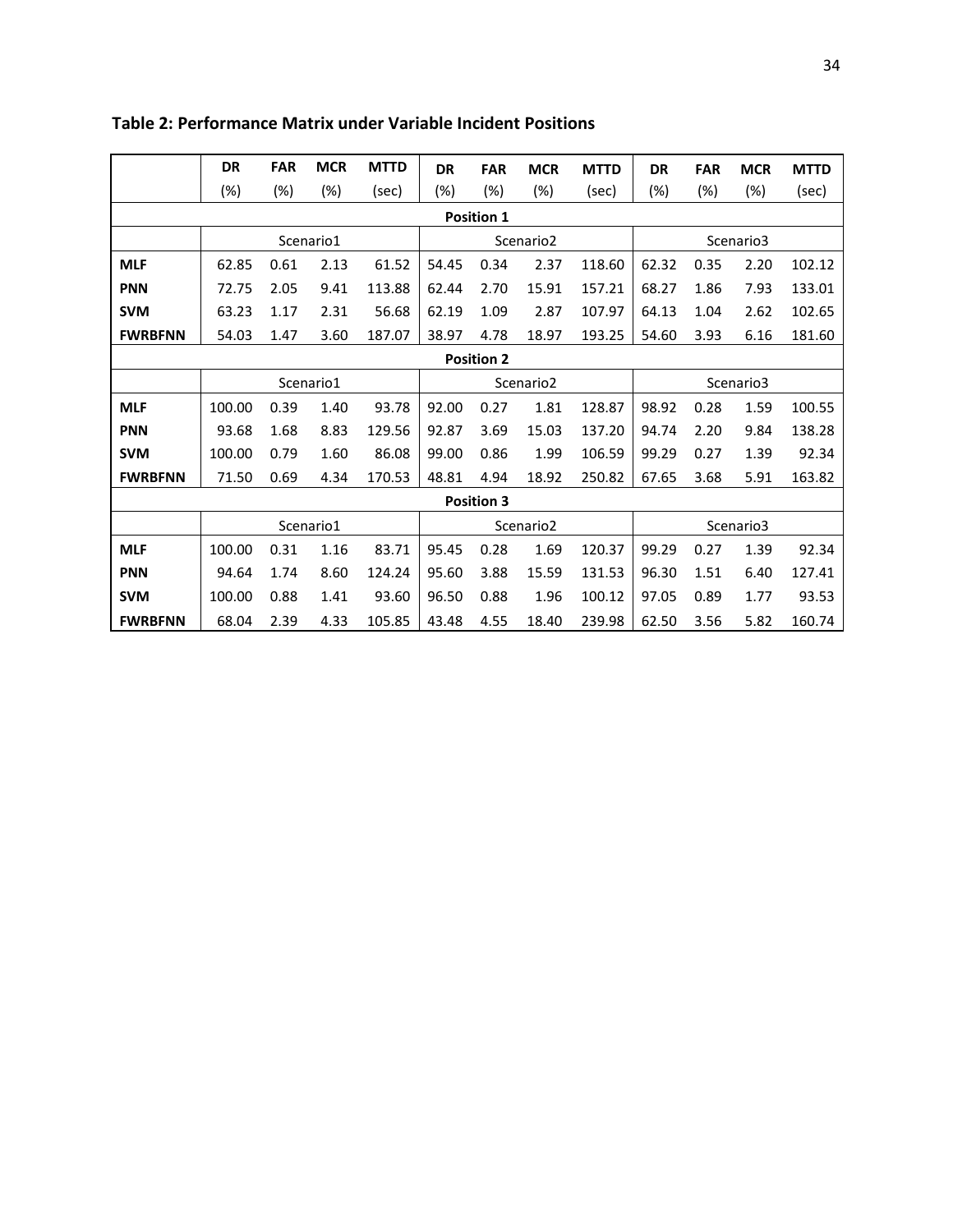**Table 2: Performance Matrix under Variable Incident Positions**

| | DR (%) | FAR (%) | MCR (%) | MTTD (sec) | DR (%) | FAR (%) | MCR (%) | MTTD (sec) | DR (%) | FAR (%) | MCR (%) | MTTD (sec) |
|---|---|---|---|---|---|---|---|---|---|---|---|---|
| **Position 1** | | | | | | | | | | | | |
| | Scenario1 | | | | Scenario2 | | | | Scenario3 | | | |
| **MLF** | 62.85 | 0.61 | 2.13 | 61.52 | 54.45 | 0.34 | 2.37 | 118.60 | 62.32 | 0.35 | 2.20 | 102.12 |
| **PNN** | 72.75 | 2.05 | 9.41 | 113.88 | 62.44 | 2.70 | 15.91 | 157.21 | 68.27 | 1.86 | 7.93 | 133.01 |
| **SVM** | 63.23 | 1.17 | 2.31 | 56.68 | 62.19 | 1.09 | 2.87 | 107.97 | 64.13 | 1.04 | 2.62 | 102.65 |
| **FWRBFNN** | 54.03 | 1.47 | 3.60 | 187.07 | 38.97 | 4.78 | 18.97 | 193.25 | 54.60 | 3.93 | 6.16 | 181.60 |
| **Position 2** | | | | | | | | | | | | |
| | Scenario1 | | | | Scenario2 | | | | Scenario3 | | | |
| **MLF** | 100.00 | 0.39 | 1.40 | 93.78 | 92.00 | 0.27 | 1.81 | 128.87 | 98.92 | 0.28 | 1.59 | 100.55 |
| **PNN** | 93.68 | 1.68 | 8.83 | 129.56 | 92.87 | 3.69 | 15.03 | 137.20 | 94.74 | 2.20 | 9.84 | 138.28 |
| **SVM** | 100.00 | 0.79 | 1.60 | 86.08 | 99.00 | 0.86 | 1.99 | 106.59 | 99.29 | 0.27 | 1.39 | 92.34 |
| **FWRBFNN** | 71.50 | 0.69 | 4.34 | 170.53 | 48.81 | 4.94 | 18.92 | 250.82 | 67.65 | 3.68 | 5.91 | 163.82 |
| **Position 3** | | | | | | | | | | | | |
| | Scenario1 | | | | Scenario2 | | | | Scenario3 | | | |
| **MLF** | 100.00 | 0.31 | 1.16 | 83.71 | 95.45 | 0.28 | 1.69 | 120.37 | 99.29 | 0.27 | 1.39 | 92.34 |
| **PNN** | 94.64 | 1.74 | 8.60 | 124.24 | 95.60 | 3.88 | 15.59 | 131.53 | 96.30 | 1.51 | 6.40 | 127.41 |
| **SVM** | 100.00 | 0.88 | 1.41 | 93.60 | 96.50 | 0.88 | 1.96 | 100.12 | 97.05 | 0.89 | 1.77 | 93.53 |
| **FWRBFNN** | 68.04 | 2.39 | 4.33 | 105.85 | 43.48 | 4.55 | 18.40 | 239.98 | 62.50 | 3.56 | 5.82 | 160.74 |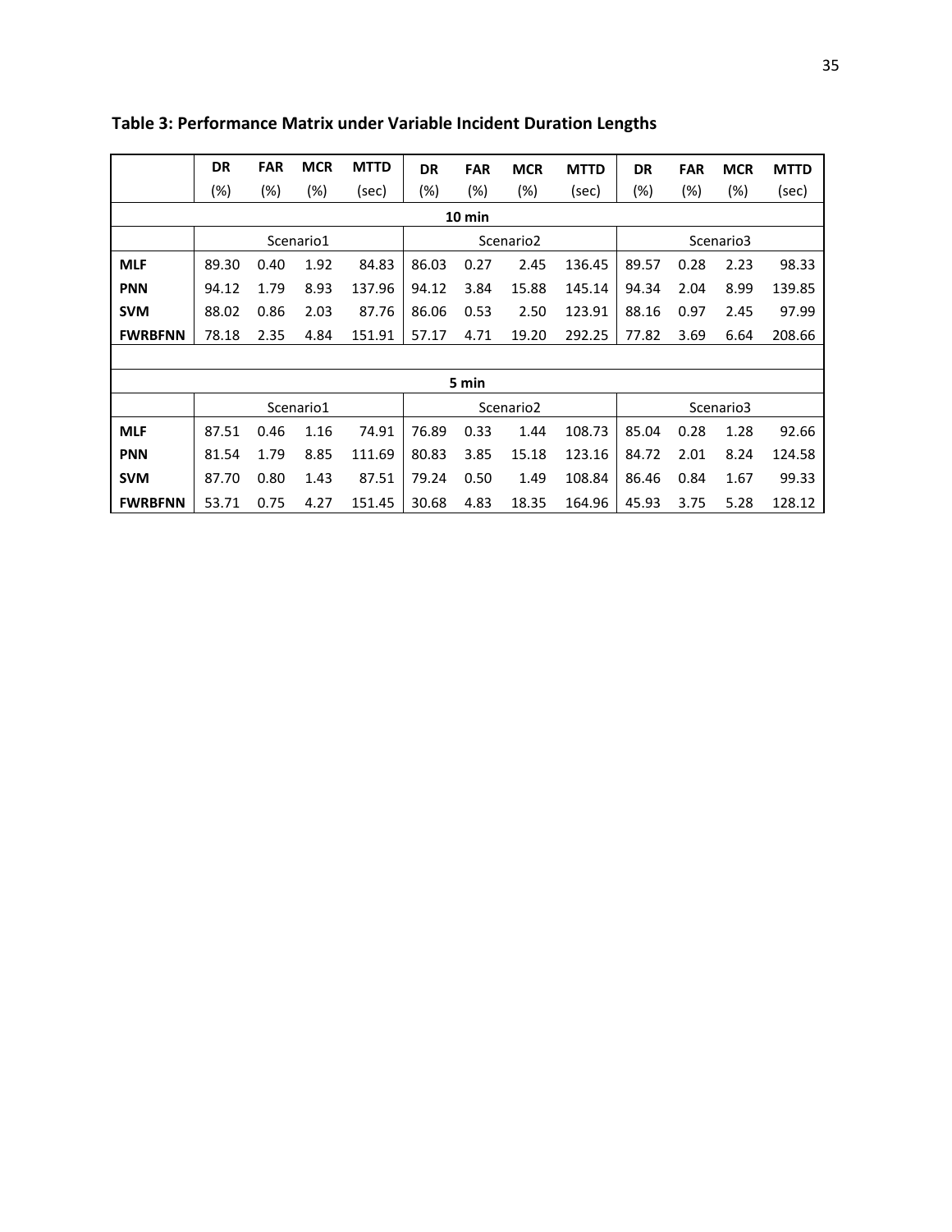**Table 3: Performance Matrix under Variable Incident Duration Lengths**

| | DR (%) | FAR (%) | MCR (%) | MTTD (sec) | DR (%) | FAR (%) | MCR (%) | MTTD (sec) | DR (%) | FAR (%) | MCR (%) | MTTD (sec) |
|---|---|---|---|---|---|---|---|---|---|---|---|---|
| **10 min** | | | | | | | | | | | | |
| | Scenario1 | | | | Scenario2 | | | | Scenario3 | | | |
| **MLF** | 89.30 | 0.40 | 1.92 | 84.83 | 86.03 | 0.27 | 2.45 | 136.45 | 89.57 | 0.28 | 2.23 | 98.33 |
| **PNN** | 94.12 | 1.79 | 8.93 | 137.96 | 94.12 | 3.84 | 15.88 | 145.14 | 94.34 | 2.04 | 8.99 | 139.85 |
| **SVM** | 88.02 | 0.86 | 2.03 | 87.76 | 86.06 | 0.53 | 2.50 | 123.91 | 88.16 | 0.97 | 2.45 | 97.99 |
| **FWRBFNN** | 78.18 | 2.35 | 4.84 | 151.91 | 57.17 | 4.71 | 19.20 | 292.25 | 77.82 | 3.69 | 6.64 | 208.66 |
| | | | | | | | | | | | | |
| **5 min** | | | | | | | | | | | | |
| | Scenario1 | | | | Scenario2 | | | | Scenario3 | | | |
| **MLF** | 87.51 | 0.46 | 1.16 | 74.91 | 76.89 | 0.33 | 1.44 | 108.73 | 85.04 | 0.28 | 1.28 | 92.66 |
| **PNN** | 81.54 | 1.79 | 8.85 | 111.69 | 80.83 | 3.85 | 15.18 | 123.16 | 84.72 | 2.01 | 8.24 | 124.58 |
| **SVM** | 87.70 | 0.80 | 1.43 | 87.51 | 79.24 | 0.50 | 1.49 | 108.84 | 86.46 | 0.84 | 1.67 | 99.33 |
| **FWRBFNN** | 53.71 | 0.75 | 4.27 | 151.45 | 30.68 | 4.83 | 18.35 | 164.96 | 45.93 | 3.75 | 5.28 | 128.12 |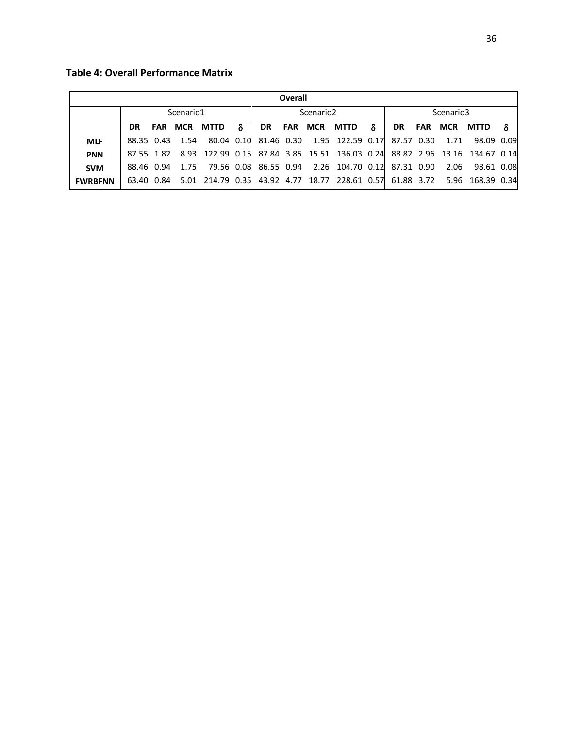**Table 4: Overall Performance Matrix**

| Overall | | | | | | | | | | | | | | | |
|---|---|---|---|---|---|---|---|---|---|---|---|---|---|---|---|
| | Scenario1 | | | | | Scenario2 | | | | | Scenario3 | | | | |
| | DR | FAR | MCR | MTTD | δ | DR | FAR | MCR | MTTD | δ | DR | FAR | MCR | MTTD | δ |
| **MLF** | 88.35 | 0.43 | 1.54 | 80.04 | 0.10 | 81.46 | 0.30 | 1.95 | 122.59 | 0.17 | 87.57 | 0.30 | 1.71 | 98.09 | 0.09 |
| **PNN** | 87.55 | 1.82 | 8.93 | 122.99 | 0.15 | 87.84 | 3.85 | 15.51 | 136.03 | 0.24 | 88.82 | 2.96 | 13.16 | 134.67 | 0.14 |
| **SVM** | 88.46 | 0.94 | 1.75 | 79.56 | 0.08 | 86.55 | 0.94 | 2.26 | 104.70 | 0.12 | 87.31 | 0.90 | 2.06 | 98.61 | 0.08 |
| **FWRBFNN** | 63.40 | 0.84 | 5.01 | 214.79 | 0.35 | 43.92 | 4.77 | 18.77 | 228.61 | 0.57 | 61.88 | 3.72 | 5.96 | 168.39 | 0.34 |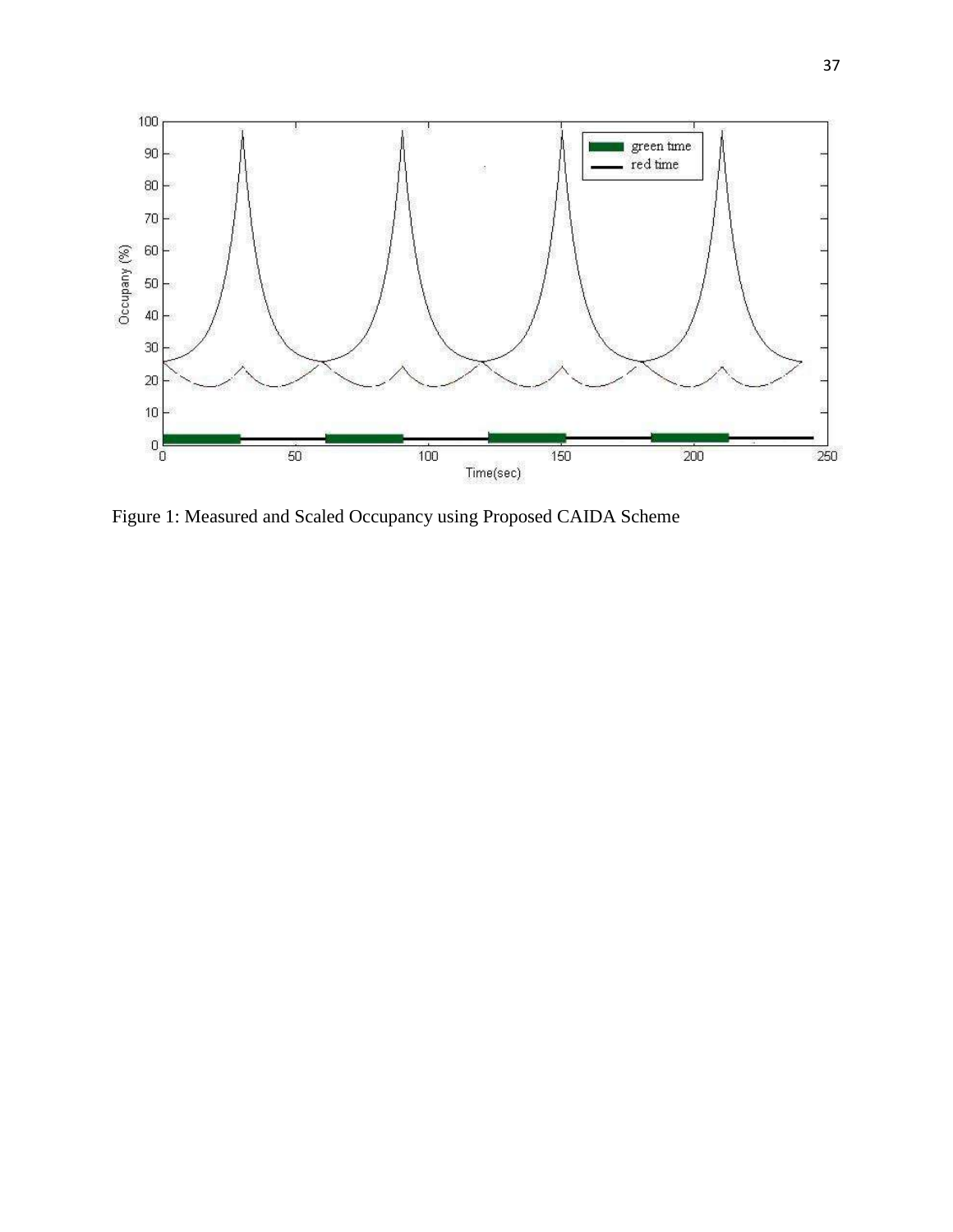Figure 1: Measured and Scaled Occupancy using Proposed CAIDA Scheme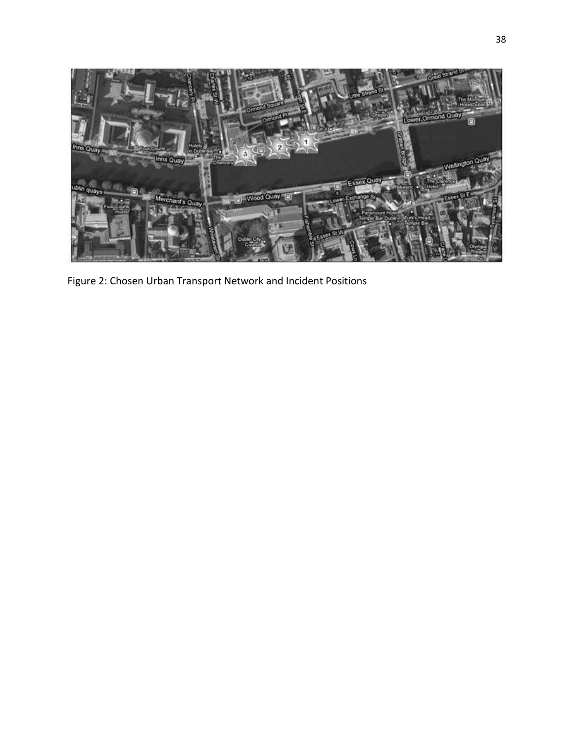Figure 2: Chosen Urban Transport Network and Incident Positions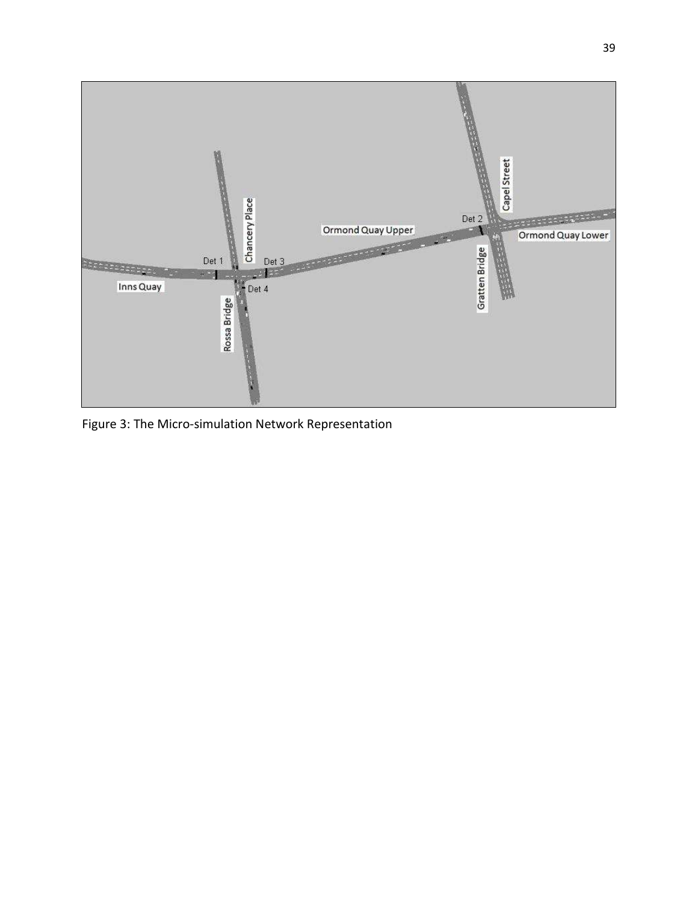Figure 3: The Micro-simulation Network Representation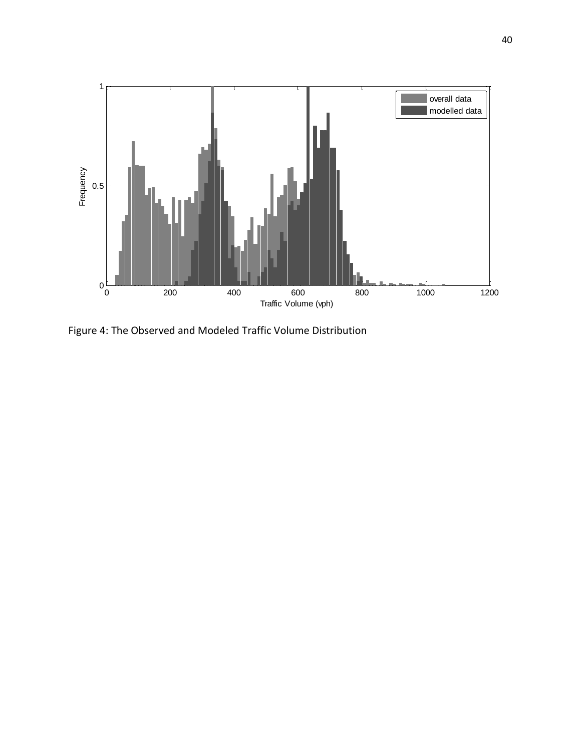Figure 4: The Observed and Modeled Traffic Volume Distribution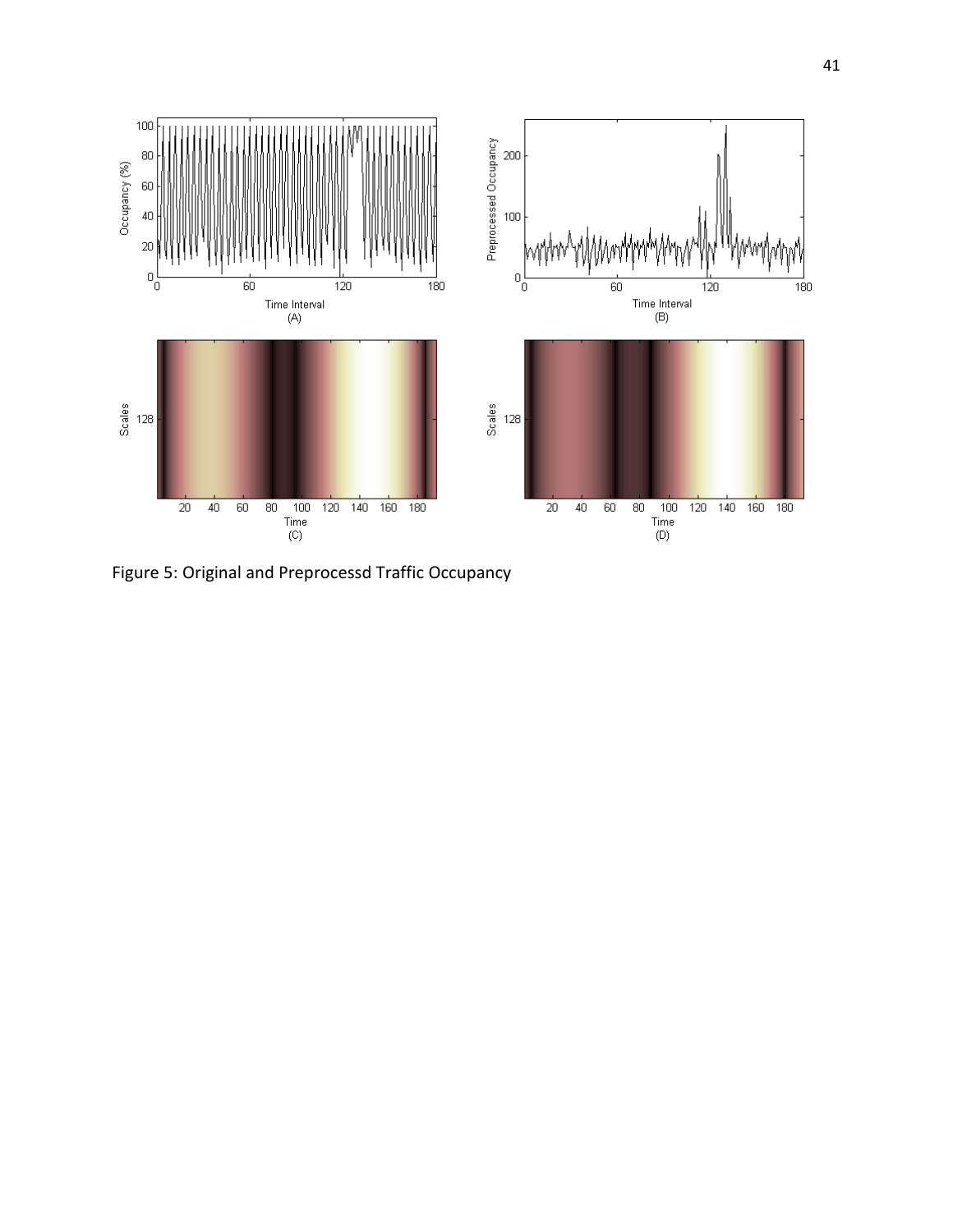Figure 5: Original and Preprocessd Traffic Occupancy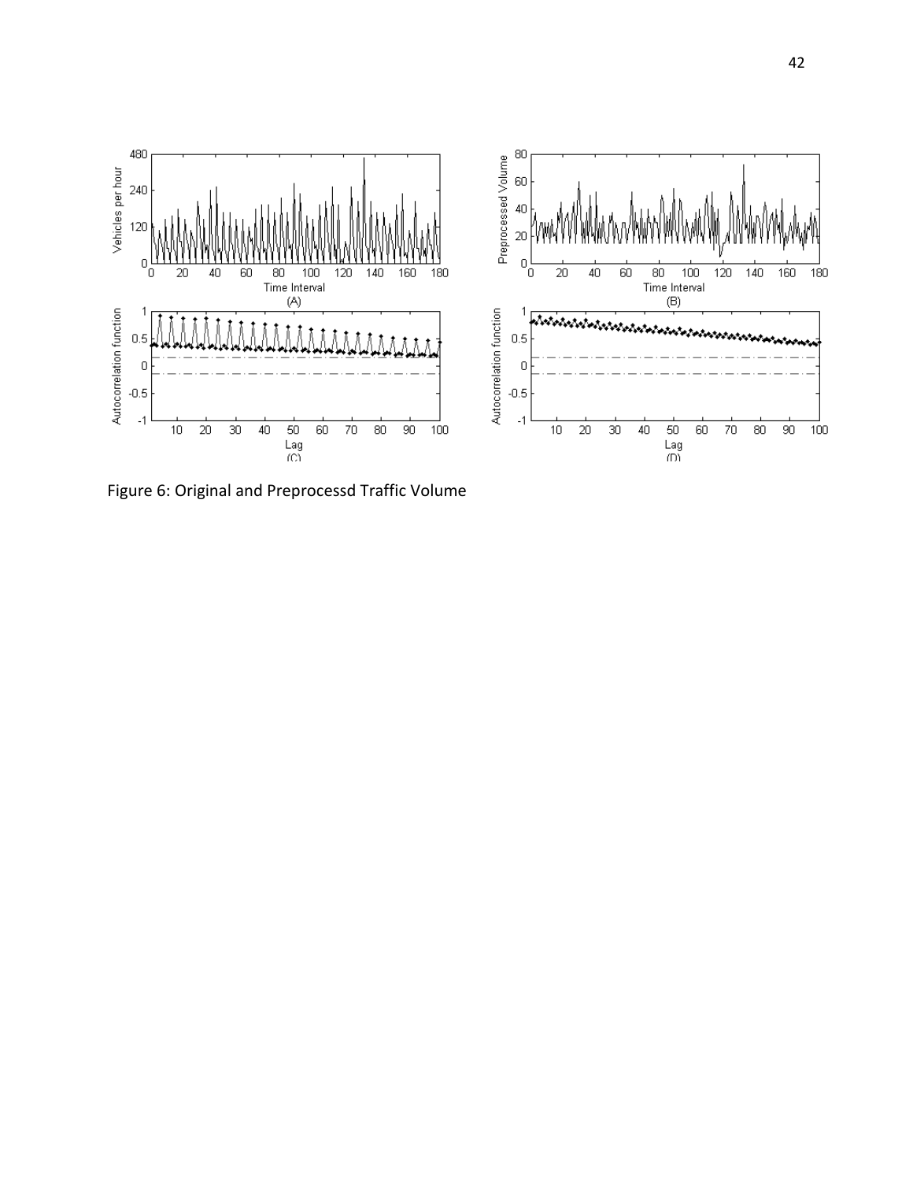Figure 6: Original and Preprocessd Traffic Volume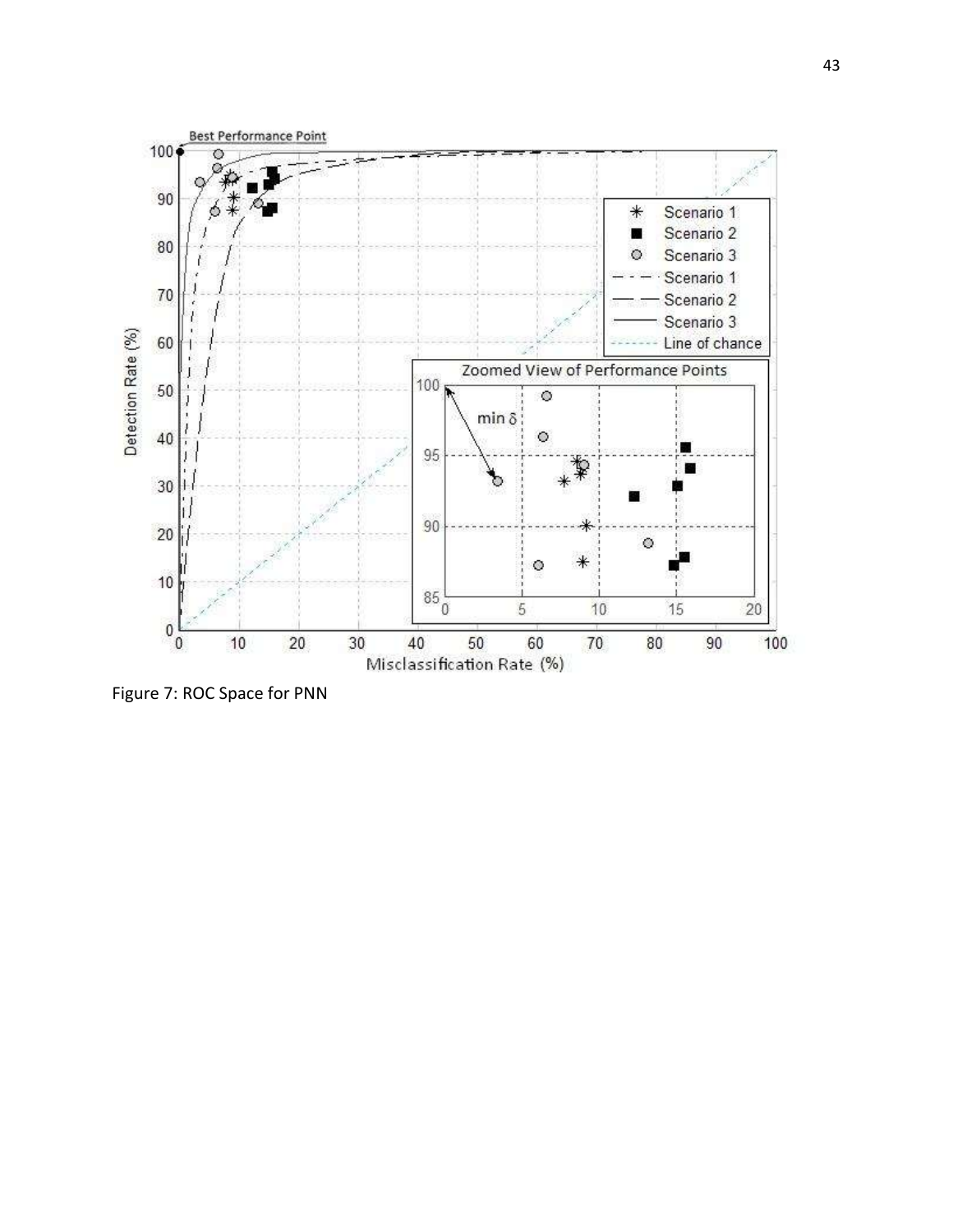Best Performance Point

Detection Rate (%)

Misclassification Rate (%)

0
10
20
30
40
50
60
70
80
90
100

0
10
20
30
40
50
60
70
80
90
100

Scenario 1
Scenario 2
Scenario 3
Scenario 1
Scenario 2
Scenario 3
Line of chance

Zoomed View of Performance Points

min δ

100
95
90
85

0
5
10
15
20

Figure 7: ROC Space for PNN